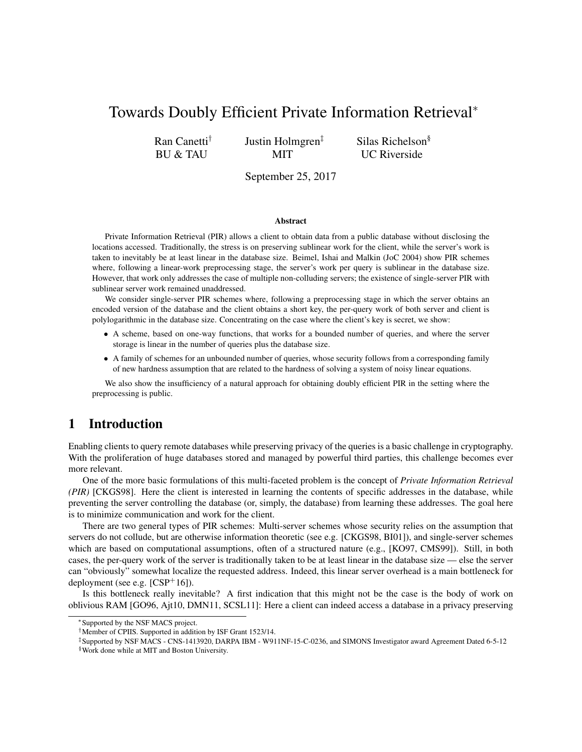# Towards Doubly Efficient Private Information Retrieval*

Ran Canetti[†] BU & TAU

Justin Holmgren[‡] MIT

Silas Richelson[§] UC Riverside

September 25, 2017

### Abstract

Private Information Retrieval (PIR) allows a client to obtain data from a public database without disclosing the locations accessed. Traditionally, the stress is on preserving sublinear work for the client, while the server's work is taken to inevitably be at least linear in the database size. Beimel, Ishai and Malkin (JoC 2004) show PIR schemes where, following a linear-work preprocessing stage, the server's work per query is sublinear in the database size. However, that work only addresses the case of multiple non-colluding servers; the existence of single-server PIR with sublinear server work remained unaddressed.

We consider single-server PIR schemes where, following a preprocessing stage in which the server obtains an encoded version of the database and the client obtains a short key, the per-query work of both server and client is polylogarithmic in the database size. Concentrating on the case where the client's key is secret, we show:

- A scheme, based on one-way functions, that works for a bounded number of queries, and where the server storage is linear in the number of queries plus the database size.
- A family of schemes for an unbounded number of queries, whose security follows from a corresponding family of new hardness assumption that are related to the hardness of solving a system of noisy linear equations.

We also show the insufficiency of a natural approach for obtaining doubly efficient PIR in the setting where the preprocessing is public.

## 1 Introduction

Enabling clients to query remote databases while preserving privacy of the queries is a basic challenge in cryptography. With the proliferation of huge databases stored and managed by powerful third parties, this challenge becomes ever more relevant.

One of the more basic formulations of this multi-faceted problem is the concept of *Private Information Retrieval (PIR)* [CKGS98]. Here the client is interested in learning the contents of specific addresses in the database, while preventing the server controlling the database (or, simply, the database) from learning these addresses. The goal here is to minimize communication and work for the client.

There are two general types of PIR schemes: Multi-server schemes whose security relies on the assumption that servers do not collude, but are otherwise information theoretic (see e.g. [CKGS98, BI01]), and single-server schemes which are based on computational assumptions, often of a structured nature (e.g., [KO97, CMS99]). Still, in both cases, the per-query work of the server is traditionally taken to be at least linear in the database size — else the server can "obviously" somewhat localize the requested address. Indeed, this linear server overhead is a main bottleneck for deployment (see e.g. [CSP+16]).

Is this bottleneck really inevitable? A first indication that this might not be the case is the body of work on oblivious RAM [GO96, Ajt10, DMN11, SCSL11]: Here a client can indeed access a database in a privacy preserving

---

*Supported by the NSF MACS project.

†Member of CPIIS. Supported in addition by ISF Grant 1523/14.

‡Supported by NSF MACS - CNS-1413920, DARPA IBM - W911NF-15-C-0236, and SIMONS Investigator award Agreement Dated 6-5-12

§Work done while at MIT and Boston University.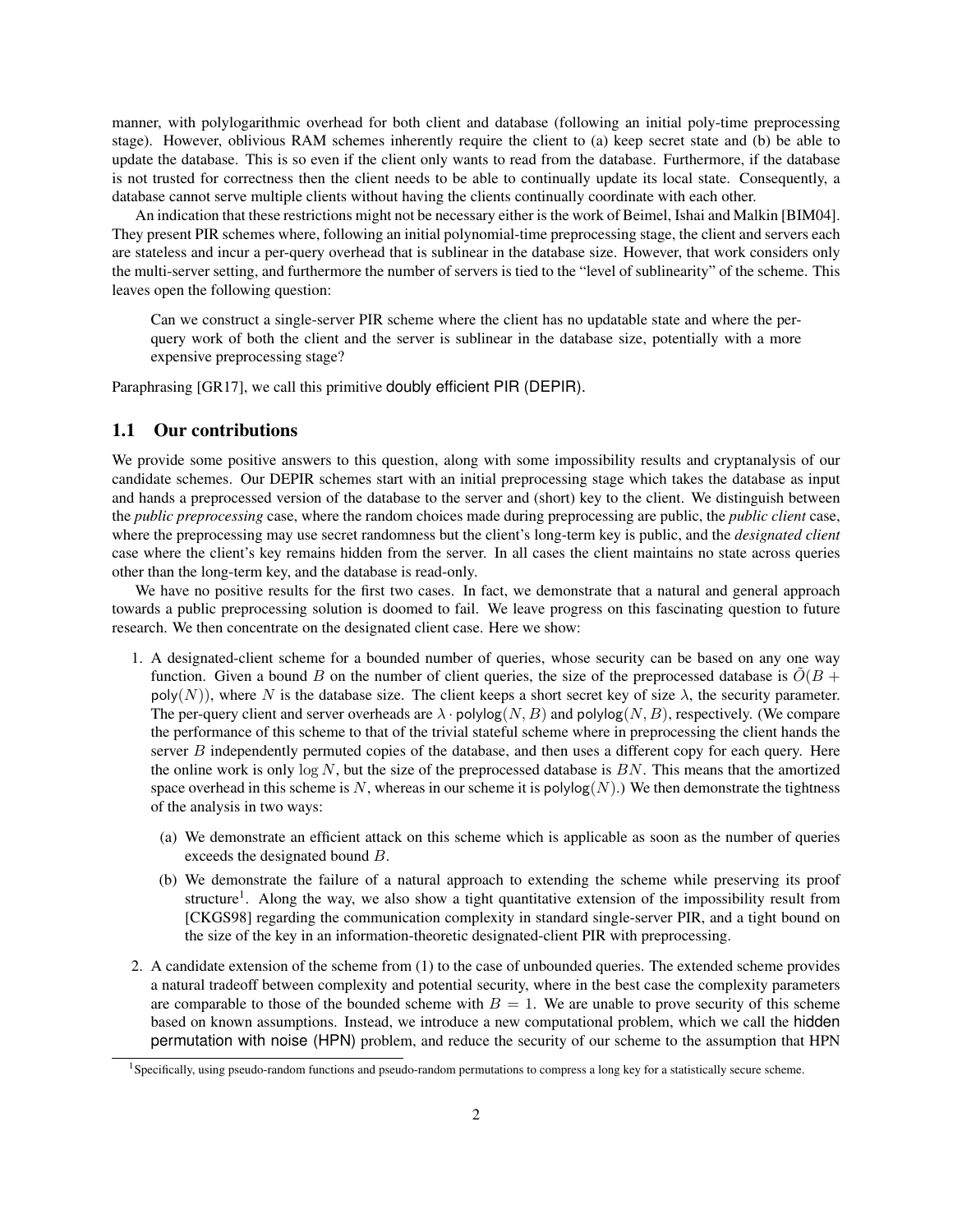manner, with polylogarithmic overhead for both client and database (following an initial poly-time preprocessing stage). However, oblivious RAM schemes inherently require the client to (a) keep secret state and (b) be able to update the database. This is so even if the client only wants to read from the database. Furthermore, if the database is not trusted for correctness then the client needs to be able to continually update its local state. Consequently, a database cannot serve multiple clients without having the clients continually coordinate with each other.

An indication that these restrictions might not be necessary either is the work of Beimel, Ishai and Malkin [BIM04]. They present PIR schemes where, following an initial polynomial-time preprocessing stage, the client and servers each are stateless and incur a per-query overhead that is sublinear in the database size. However, that work considers only the multi-server setting, and furthermore the number of servers is tied to the "level of sublinearity" of the scheme. This leaves open the following question:

> Can we construct a single-server PIR scheme where the client has no updatable state and where the per-query work of both the client and the server is sublinear in the database size, potentially with a more expensive preprocessing stage?

Paraphrasing [GR17], we call this primitive doubly efficient PIR (DEPIR).

## 1.1 Our contributions

We provide some positive answers to this question, along with some impossibility results and cryptanalysis of our candidate schemes. Our DEPIR schemes start with an initial preprocessing stage which takes the database as input and hands a preprocessed version of the database to the server and (short) key to the client. We distinguish between the *public preprocessing* case, where the random choices made during preprocessing are public, the *public client* case, where the preprocessing may use secret randomness but the client's long-term key is public, and the *designated client* case where the client's key remains hidden from the server. In all cases the client maintains no state across queries other than the long-term key, and the database is read-only.

We have no positive results for the first two cases. In fact, we demonstrate that a natural and general approach towards a public preprocessing solution is doomed to fail. We leave progress on this fascinating question to future research. We then concentrate on the designated client case. Here we show:

1. A designated-client scheme for a bounded number of queries, whose security can be based on any one way function. Given a bound $B$ on the number of client queries, the size of the preprocessed database is $\tilde{O}(B + \mathsf{poly}(N))$, where $N$ is the database size. The client keeps a short secret key of size $\lambda$, the security parameter. The per-query client and server overheads are $\lambda \cdot \mathsf{polylog}(N, B)$ and $\mathsf{polylog}(N, B)$, respectively. (We compare the performance of this scheme to that of the trivial stateful scheme where in preprocessing the client hands the server $B$ independently permuted copies of the database, and then uses a different copy for each query. Here the online work is only $\log N$, but the size of the preprocessed database is $BN$. This means that the amortized space overhead in this scheme is $N$, whereas in our scheme it is $\mathsf{polylog}(N)$.) We then demonstrate the tightness of the analysis in two ways:
   (a) We demonstrate an efficient attack on this scheme which is applicable as soon as the number of queries exceeds the designated bound $B$.
   (b) We demonstrate the failure of a natural approach to extending the scheme while preserving its proof structure[1]. Along the way, we also show a tight quantitative extension of the impossibility result from [CKGS98] regarding the communication complexity in standard single-server PIR, and a tight bound on the size of the key in an information-theoretic designated-client PIR with preprocessing.
2. A candidate extension of the scheme from (1) to the case of unbounded queries. The extended scheme provides a natural tradeoff between complexity and potential security, where in the best case the complexity parameters are comparable to those of the bounded scheme with $B = 1$. We are unable to prove security of this scheme based on known assumptions. Instead, we introduce a new computational problem, which we call the hidden permutation with noise (HPN) problem, and reduce the security of our scheme to the assumption that HPN

[1] Specifically, using pseudo-random functions and pseudo-random permutations to compress a long key for a statistically secure scheme.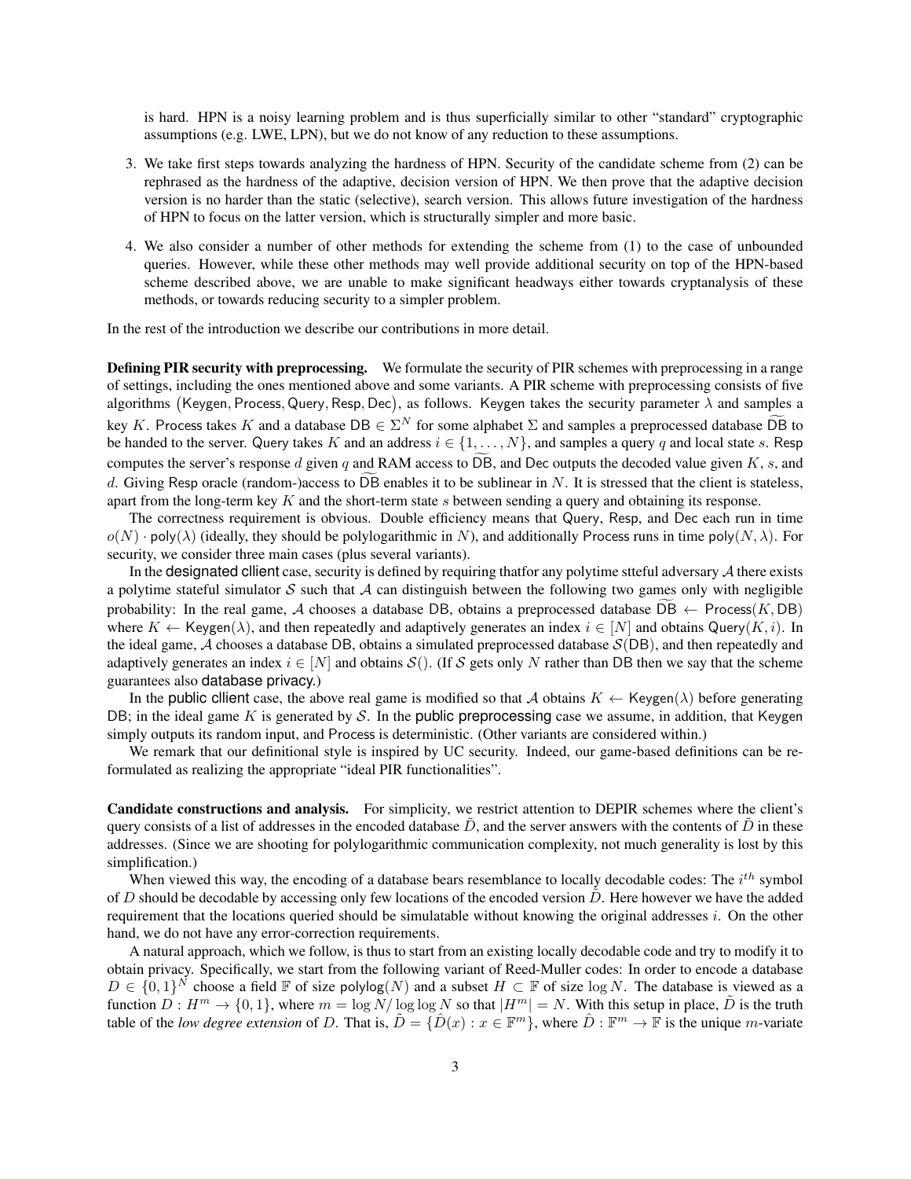is hard. HPN is a noisy learning problem and is thus superficially similar to other "standard" cryptographic assumptions (e.g. LWE, LPN), but we do not know of any reduction to these assumptions.

3. We take first steps towards analyzing the hardness of HPN. Security of the candidate scheme from (2) can be rephrased as the hardness of the adaptive, decision version of HPN. We then prove that the adaptive decision version is no harder than the static (selective), search version. This allows future investigation of the hardness of HPN to focus on the latter version, which is structurally simpler and more basic.

4. We also consider a number of other methods for extending the scheme from (1) to the case of unbounded queries. However, while these other methods may well provide additional security on top of the HPN-based scheme described above, we are unable to make significant headways either towards cryptanalysis of these methods, or towards reducing security to a simpler problem.

In the rest of the introduction we describe our contributions in more detail.

**Defining PIR security with preprocessing.** We formulate the security of PIR schemes with preprocessing in a range of settings, including the ones mentioned above and some variants. A PIR scheme with preprocessing consists of five algorithms $(\mathsf{Keygen}, \mathsf{Process}, \mathsf{Query}, \mathsf{Resp}, \mathsf{Dec})$, as follows. Keygen takes the security parameter $\lambda$ and samples a key $K$. Process takes $K$ and a database $\mathsf{DB} \in \Sigma^N$ for some alphabet $\Sigma$ and samples a preprocessed database $\widetilde{\mathsf{DB}}$ to be handed to the server. Query takes $K$ and an address $i \in \{1, \ldots, N\}$, and samples a query $q$ and local state $s$. Resp computes the server's response $d$ given $q$ and RAM access to $\widetilde{\mathsf{DB}}$, and Dec outputs the decoded value given $K$, $s$, and $d$. Giving Resp oracle (random-)access to $\widetilde{\mathsf{DB}}$ enables it to be sublinear in $N$. It is stressed that the client is stateless, apart from the long-term key $K$ and the short-term state $s$ between sending a query and obtaining its response.

The correctness requirement is obvious. Double efficiency means that Query, Resp, and Dec each run in time $o(N) \cdot \mathsf{poly}(\lambda)$ (ideally, they should be polylogarithmic in $N$), and additionally Process runs in time $\mathsf{poly}(N, \lambda)$. For security, we consider three main cases (plus several variants).

In the designated cllient case, security is defined by requiring thatfor any polytime stteful adversary $\mathcal{A}$ there exists a polytime stateful simulator $\mathcal{S}$ such that $\mathcal{A}$ can distinguish between the following two games only with negligible probability: In the real game, $\mathcal{A}$ chooses a database DB, obtains a preprocessed database $\widetilde{\mathsf{DB}} \leftarrow \mathsf{Process}(K, \mathsf{DB})$ where $K \leftarrow \mathsf{Keygen}(\lambda)$, and then repeatedly and adaptively generates an index $i \in [N]$ and obtains $\mathsf{Query}(K, i)$. In the ideal game, $\mathcal{A}$ chooses a database DB, obtains a simulated preprocessed database $\mathcal{S}(\mathsf{DB})$, and then repeatedly and adaptively generates an index $i \in [N]$ and obtains $\mathcal{S}()$. (If $\mathcal{S}$ gets only $N$ rather than DB then we say that the scheme guarantees also database privacy.)

In the public cllient case, the above real game is modified so that $\mathcal{A}$ obtains $K \leftarrow \mathsf{Keygen}(\lambda)$ before generating DB; in the ideal game $K$ is generated by $\mathcal{S}$. In the public preprocessing case we assume, in addition, that Keygen simply outputs its random input, and Process is deterministic. (Other variants are considered within.)

We remark that our definitional style is inspired by UC security. Indeed, our game-based definitions can be reformulated as realizing the appropriate "ideal PIR functionalities".

**Candidate constructions and analysis.** For simplicity, we restrict attention to DEPIR schemes where the client's query consists of a list of addresses in the encoded database $\tilde{D}$, and the server answers with the contents of $\tilde{D}$ in these addresses. (Since we are shooting for polylogarithmic communication complexity, not much generality is lost by this simplification.)

When viewed this way, the encoding of a database bears resemblance to locally decodable codes: The $i^{th}$ symbol of $D$ should be decodable by accessing only few locations of the encoded version $\tilde{D}$. Here however we have the added requirement that the locations queried should be simulatable without knowing the original addresses $i$. On the other hand, we do not have any error-correction requirements.

A natural approach, which we follow, is thus to start from an existing locally decodable code and try to modify it to obtain privacy. Specifically, we start from the following variant of Reed-Muller codes: In order to encode a database $D \in \{0,1\}^N$ choose a field $\mathbb{F}$ of size $\mathsf{polylog}(N)$ and a subset $H \subset \mathbb{F}$ of size $\log N$. The database is viewed as a function $D : H^m \to \{0,1\}$, where $m = \log N / \log \log N$ so that $|H^m| = N$. With this setup in place, $\tilde{D}$ is the truth table of the *low degree extension* of $D$. That is, $\tilde{D} = \{\hat{D}(x) : x \in \mathbb{F}^m\}$, where $\hat{D} : \mathbb{F}^m \to \mathbb{F}$ is the unique $m$-variate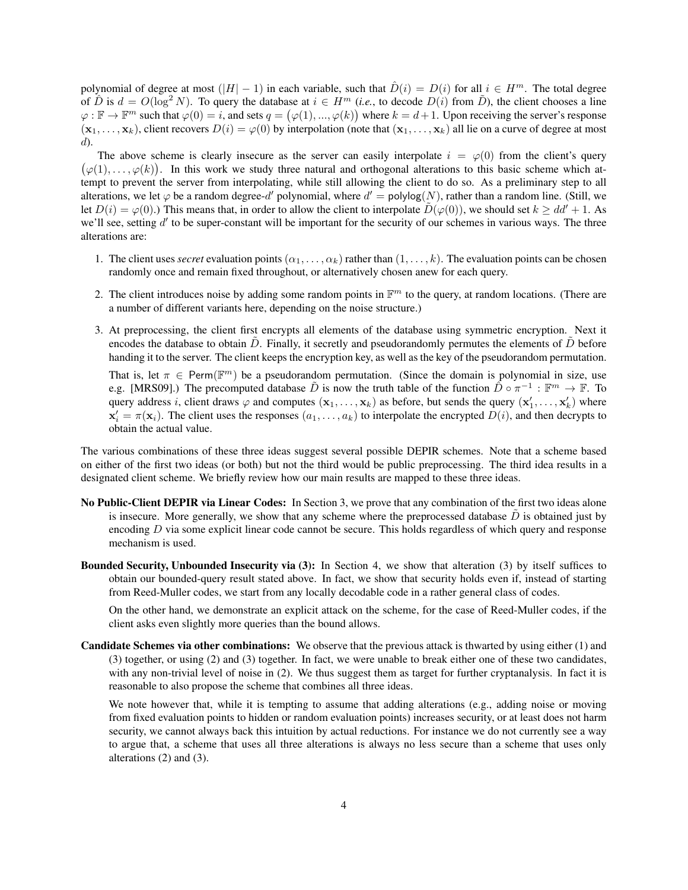polynomial of degree at most $(|H|-1)$ in each variable, such that $\hat{D}(i) = D(i)$ for all $i \in H^m$. The total degree of $\hat{D}$ is $d = O(\log^2 N)$. To query the database at $i \in H^m$ (*i.e.*, to decode $D(i)$ from $\tilde{D}$), the client chooses a line $\varphi : \mathbb{F} \to \mathbb{F}^m$ such that $\varphi(0) = i$, and sets $q = (\varphi(1), ..., \varphi(k))$ where $k = d+1$. Upon receiving the server's response $(\mathbf{x}_1, \ldots, \mathbf{x}_k)$, client recovers $D(i) = \varphi(0)$ by interpolation (note that $(\mathbf{x}_1, \ldots, \mathbf{x}_k)$ all lie on a curve of degree at most $d$).

The above scheme is clearly insecure as the server can easily interpolate $i = \varphi(0)$ from the client's query $(\varphi(1), \ldots, \varphi(k))$. In this work we study three natural and orthogonal alterations to this basic scheme which attempt to prevent the server from interpolating, while still allowing the client to do so. As a preliminary step to all alterations, we let $\varphi$ be a random degree-$d'$ polynomial, where $d' = \mathsf{polylog}(N)$, rather than a random line. (Still, we let $D(i) = \varphi(0)$.) This means that, in order to allow the client to interpolate $\tilde{D}(\varphi(0))$, we should set $k \geq dd' + 1$. As we'll see, setting $d'$ to be super-constant will be important for the security of our schemes in various ways. The three alterations are:

1. The client uses *secret* evaluation points $(\alpha_1, \ldots, \alpha_k)$ rather than $(1, \ldots, k)$. The evaluation points can be chosen randomly once and remain fixed throughout, or alternatively chosen anew for each query.

2. The client introduces noise by adding some random points in $\mathbb{F}^m$ to the query, at random locations. (There are a number of different variants here, depending on the noise structure.)

3. At preprocessing, the client first encrypts all elements of the database using symmetric encryption. Next it encodes the database to obtain $\tilde{D}$. Finally, it secretly and pseudorandomly permutes the elements of $\tilde{D}$ before handing it to the server. The client keeps the encryption key, as well as the key of the pseudorandom permutation.

   That is, let $\pi \in \mathsf{Perm}(\mathbb{F}^m)$ be a pseudorandom permutation. (Since the domain is polynomial in size, use e.g. [MRS09].) The precomputed database $\tilde{D}$ is now the truth table of the function $\hat{D} \circ \pi^{-1} : \mathbb{F}^m \to \mathbb{F}$. To query address $i$, client draws $\varphi$ and computes $(\mathbf{x}_1, \ldots, \mathbf{x}_k)$ as before, but sends the query $(\mathbf{x}'_1, \ldots, \mathbf{x}'_k)$ where $\mathbf{x}'_i = \pi(\mathbf{x}_i)$. The client uses the responses $(a_1, \ldots, a_k)$ to interpolate the encrypted $D(i)$, and then decrypts to obtain the actual value.

The various combinations of these three ideas suggest several possible DEPIR schemes. Note that a scheme based on either of the first two ideas (or both) but not the third would be public preprocessing. The third idea results in a designated client scheme. We briefly review how our main results are mapped to these three ideas.

**No Public-Client DEPIR via Linear Codes:** In Section 3, we prove that any combination of the first two ideas alone is insecure. More generally, we show that any scheme where the preprocessed database $\tilde{D}$ is obtained just by encoding $D$ via some explicit linear code cannot be secure. This holds regardless of which query and response mechanism is used.

**Bounded Security, Unbounded Insecurity via (3):** In Section 4, we show that alteration (3) by itself suffices to obtain our bounded-query result stated above. In fact, we show that security holds even if, instead of starting from Reed-Muller codes, we start from any locally decodable code in a rather general class of codes.

On the other hand, we demonstrate an explicit attack on the scheme, for the case of Reed-Muller codes, if the client asks even slightly more queries than the bound allows.

**Candidate Schemes via other combinations:** We observe that the previous attack is thwarted by using either (1) and (3) together, or using (2) and (3) together. In fact, we were unable to break either one of these two candidates, with any non-trivial level of noise in (2). We thus suggest them as target for further cryptanalysis. In fact it is reasonable to also propose the scheme that combines all three ideas.

We note however that, while it is tempting to assume that adding alterations (e.g., adding noise or moving from fixed evaluation points to hidden or random evaluation points) increases security, or at least does not harm security, we cannot always back this intuition by actual reductions. For instance we do not currently see a way to argue that, a scheme that uses all three alterations is always no less secure than a scheme that uses only alterations (2) and (3).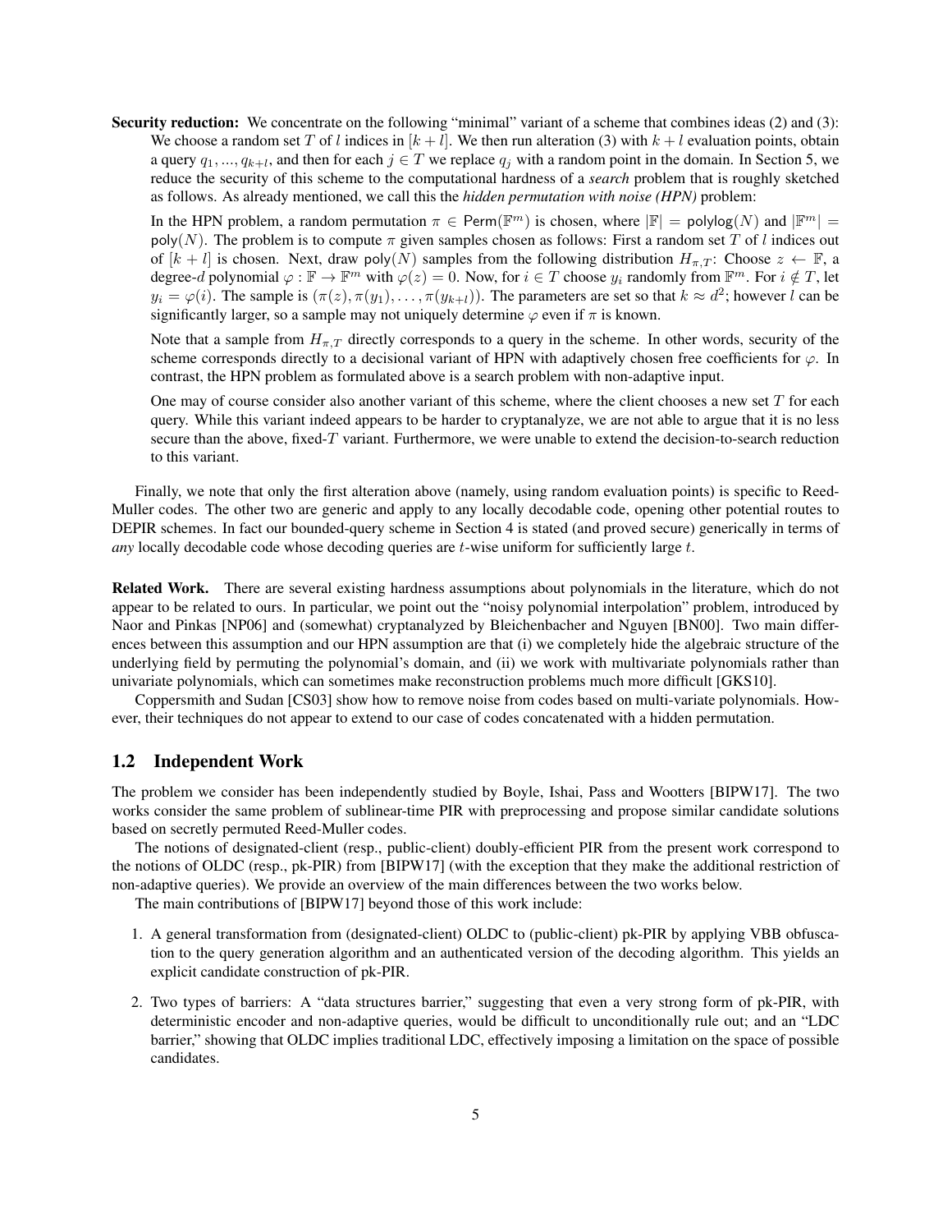**Security reduction:** We concentrate on the following "minimal" variant of a scheme that combines ideas (2) and (3): We choose a random set $T$ of $l$ indices in $[k + l]$. We then run alteration (3) with $k + l$ evaluation points, obtain a query $q_1, ..., q_{k+l}$, and then for each $j \in T$ we replace $q_j$ with a random point in the domain. In Section 5, we reduce the security of this scheme to the computational hardness of a *search* problem that is roughly sketched as follows. As already mentioned, we call this the *hidden permutation with noise (HPN)* problem:

In the HPN problem, a random permutation $\pi \in \mathsf{Perm}(\mathbb{F}^m)$ is chosen, where $|\mathbb{F}| = \mathsf{polylog}(N)$ and $|\mathbb{F}^m| = \mathsf{poly}(N)$. The problem is to compute $\pi$ given samples chosen as follows: First a random set $T$ of $l$ indices out of $[k + l]$ is chosen. Next, draw $\mathsf{poly}(N)$ samples from the following distribution $H_{\pi,T}$: Choose $z \leftarrow \mathbb{F}$, a degree-$d$ polynomial $\varphi : \mathbb{F} \to \mathbb{F}^m$ with $\varphi(z) = 0$. Now, for $i \in T$ choose $y_i$ randomly from $\mathbb{F}^m$. For $i \notin T$, let $y_i = \varphi(i)$. The sample is $(\pi(z), \pi(y_1), \ldots, \pi(y_{k+l}))$. The parameters are set so that $k \approx d^2$; however $l$ can be significantly larger, so a sample may not uniquely determine $\varphi$ even if $\pi$ is known.

Note that a sample from $H_{\pi,T}$ directly corresponds to a query in the scheme. In other words, security of the scheme corresponds directly to a decisional variant of HPN with adaptively chosen free coefficients for $\varphi$. In contrast, the HPN problem as formulated above is a search problem with non-adaptive input.

One may of course consider also another variant of this scheme, where the client chooses a new set $T$ for each query. While this variant indeed appears to be harder to cryptanalyze, we are not able to argue that it is no less secure than the above, fixed-$T$ variant. Furthermore, we were unable to extend the decision-to-search reduction to this variant.

Finally, we note that only the first alteration above (namely, using random evaluation points) is specific to Reed-Muller codes. The other two are generic and apply to any locally decodable code, opening other potential routes to DEPIR schemes. In fact our bounded-query scheme in Section 4 is stated (and proved secure) generically in terms of *any* locally decodable code whose decoding queries are $t$-wise uniform for sufficiently large $t$.

**Related Work.** There are several existing hardness assumptions about polynomials in the literature, which do not appear to be related to ours. In particular, we point out the "noisy polynomial interpolation" problem, introduced by Naor and Pinkas [NP06] and (somewhat) cryptanalyzed by Bleichenbacher and Nguyen [BN00]. Two main differences between this assumption and our HPN assumption are that (i) we completely hide the algebraic structure of the underlying field by permuting the polynomial's domain, and (ii) we work with multivariate polynomials rather than univariate polynomials, which can sometimes make reconstruction problems much more difficult [GKS10].

Coppersmith and Sudan [CS03] show how to remove noise from codes based on multi-variate polynomials. However, their techniques do not appear to extend to our case of codes concatenated with a hidden permutation.

## 1.2 Independent Work

The problem we consider has been independently studied by Boyle, Ishai, Pass and Wootters [BIPW17]. The two works consider the same problem of sublinear-time PIR with preprocessing and propose similar candidate solutions based on secretly permuted Reed-Muller codes.

The notions of designated-client (resp., public-client) doubly-efficient PIR from the present work correspond to the notions of OLDC (resp., pk-PIR) from [BIPW17] (with the exception that they make the additional restriction of non-adaptive queries). We provide an overview of the main differences between the two works below.

The main contributions of [BIPW17] beyond those of this work include:

1. A general transformation from (designated-client) OLDC to (public-client) pk-PIR by applying VBB obfuscation to the query generation algorithm and an authenticated version of the decoding algorithm. This yields an explicit candidate construction of pk-PIR.
2. Two types of barriers: A "data structures barrier," suggesting that even a very strong form of pk-PIR, with deterministic encoder and non-adaptive queries, would be difficult to unconditionally rule out; and an "LDC barrier," showing that OLDC implies traditional LDC, effectively imposing a limitation on the space of possible candidates.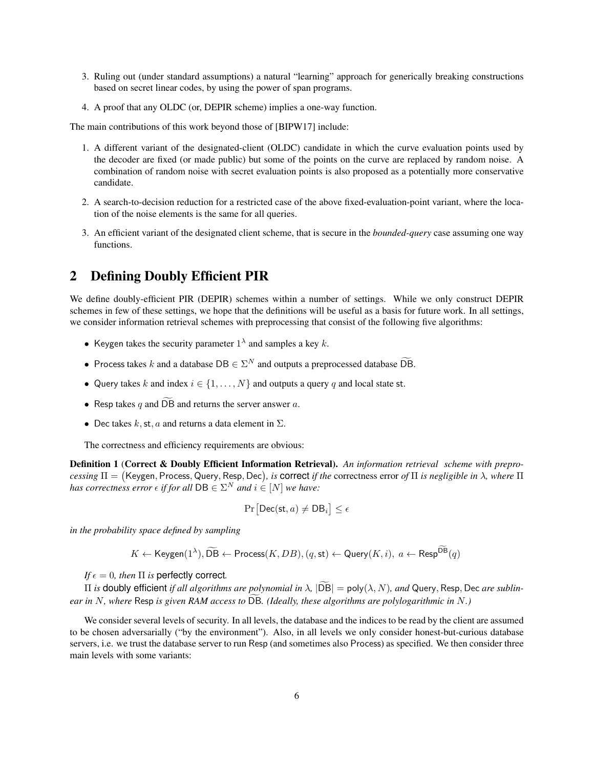3. Ruling out (under standard assumptions) a natural "learning" approach for generically breaking constructions based on secret linear codes, by using the power of span programs.

4. A proof that any OLDC (or, DEPIR scheme) implies a one-way function.

The main contributions of this work beyond those of [BIPW17] include:

1. A different variant of the designated-client (OLDC) candidate in which the curve evaluation points used by the decoder are fixed (or made public) but some of the points on the curve are replaced by random noise. A combination of random noise with secret evaluation points is also proposed as a potentially more conservative candidate.

2. A search-to-decision reduction for a restricted case of the above fixed-evaluation-point variant, where the location of the noise elements is the same for all queries.

3. An efficient variant of the designated client scheme, that is secure in the *bounded-query* case assuming one way functions.

## 2 Defining Doubly Efficient PIR

We define doubly-efficient PIR (DEPIR) schemes within a number of settings. While we only construct DEPIR schemes in few of these settings, we hope that the definitions will be useful as a basis for future work. In all settings, we consider information retrieval schemes with preprocessing that consist of the following five algorithms:

- Keygen takes the security parameter $1^\lambda$ and samples a key $k$.
- Process takes $k$ and a database $\mathsf{DB} \in \Sigma^N$ and outputs a preprocessed database $\widetilde{\mathsf{DB}}$.
- Query takes $k$ and index $i \in \{1, \ldots, N\}$ and outputs a query $q$ and local state $\mathsf{st}$.
- Resp takes $q$ and $\widetilde{\mathsf{DB}}$ and returns the server answer $a$.
- Dec takes $k, \mathsf{st}, a$ and returns a data element in $\Sigma$.

The correctness and efficiency requirements are obvious:

**Definition 1 (Correct & Doubly Efficient Information Retrieval).** *An information retrieval scheme with preprocessing $\Pi = (\mathsf{Keygen}, \mathsf{Process}, \mathsf{Query}, \mathsf{Resp}, \mathsf{Dec})$, is* correct *if the* correctness error *of $\Pi$ is negligible in $\lambda$, where $\Pi$ has correctness error $\epsilon$ if for all $\mathsf{DB} \in \Sigma^N$ and $i \in [N]$ we have:*

$$\Pr\left[\mathsf{Dec}(\mathsf{st}, a) \neq \mathsf{DB}_i\right] \leq \epsilon$$

*in the probability space defined by sampling*

$$K \leftarrow \mathsf{Keygen}(1^\lambda), \widetilde{\mathsf{DB}} \leftarrow \mathsf{Process}(K, DB), (q, \mathsf{st}) \leftarrow \mathsf{Query}(K, i),\ a \leftarrow \mathsf{Resp}^{\widetilde{\mathsf{DB}}}(q)$$

*If $\epsilon = 0$, then $\Pi$ is* perfectly correct*.*

*$\Pi$ is* doubly efficient *if all algorithms are polynomial in $\lambda$, $|\widetilde{\mathsf{DB}}| = \mathsf{poly}(\lambda, N)$, and* Query, Resp, Dec *are sublinear in $N$, where* Resp *is given RAM access to $\widetilde{\mathsf{DB}}$. (Ideally, these algorithms are polylogarithmic in $N$.)*

We consider several levels of security. In all levels, the database and the indices to be read by the client are assumed to be chosen adversarially ("by the environment"). Also, in all levels we only consider honest-but-curious database servers, i.e. we trust the database server to run Resp (and sometimes also Process) as specified. We then consider three main levels with some variants: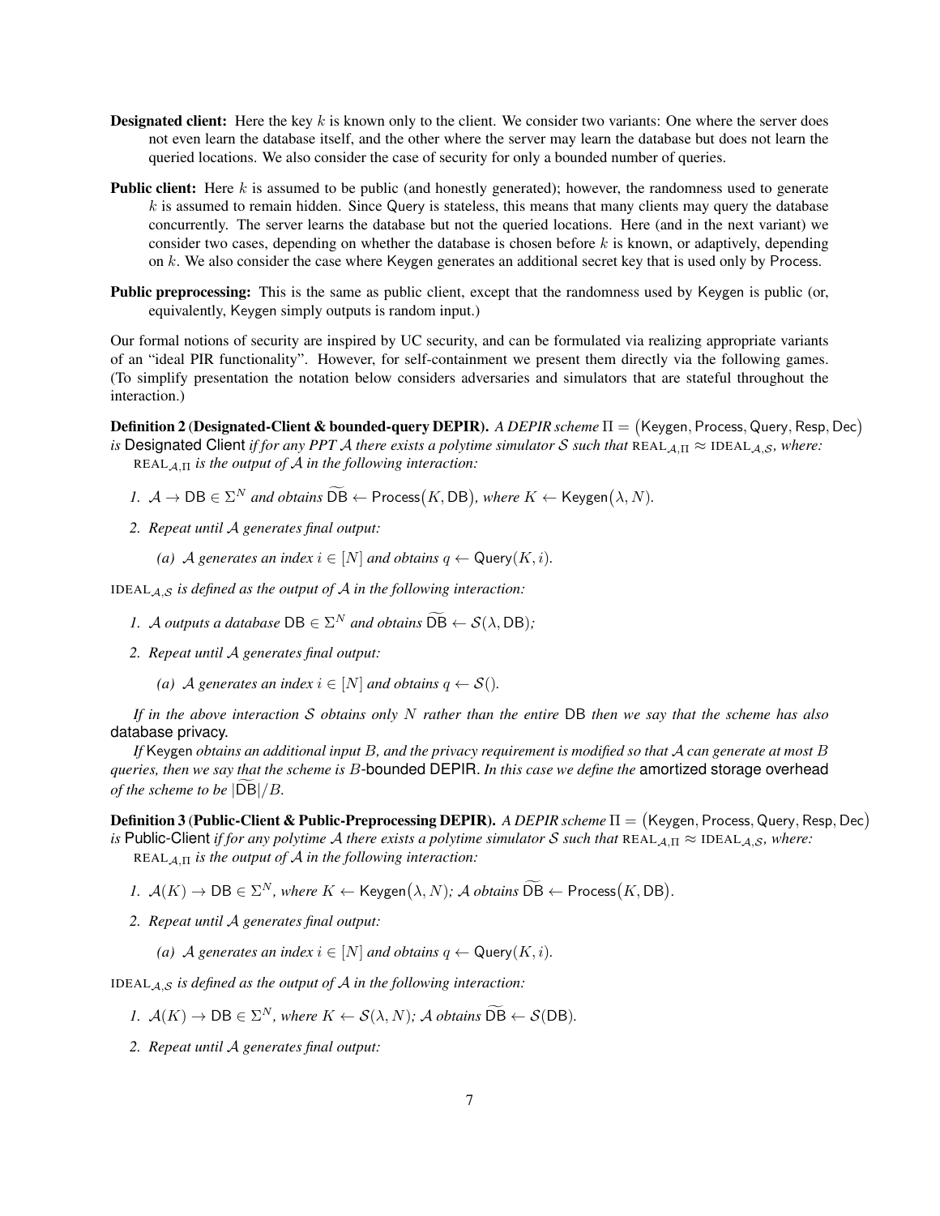- **Designated client:** Here the key $k$ is known only to the client. We consider two variants: One where the server does not even learn the database itself, and the other where the server may learn the database but does not learn the queried locations. We also consider the case of security for only a bounded number of queries.
- **Public client:** Here $k$ is assumed to be public (and honestly generated); however, the randomness used to generate $k$ is assumed to remain hidden. Since Query is stateless, this means that many clients may query the database concurrently. The server learns the database but not the queried locations. Here (and in the next variant) we consider two cases, depending on whether the database is chosen before $k$ is known, or adaptively, depending on $k$. We also consider the case where Keygen generates an additional secret key that is used only by Process.
- **Public preprocessing:** This is the same as public client, except that the randomness used by Keygen is public (or, equivalently, Keygen simply outputs is random input.)

Our formal notions of security are inspired by UC security, and can be formulated via realizing appropriate variants of an "ideal PIR functionality". However, for self-containment we present them directly via the following games. (To simplify presentation the notation below considers adversaries and simulators that are stateful throughout the interaction.)

**Definition 2 (Designated-Client & bounded-query DEPIR).** *A DEPIR scheme $\Pi = (\mathsf{Keygen}, \mathsf{Process}, \mathsf{Query}, \mathsf{Resp}, \mathsf{Dec})$ is* Designated Client *if for any PPT $\mathcal{A}$ there exists a polytime simulator $\mathcal{S}$ such that $\text{REAL}_{\mathcal{A},\Pi} \approx \text{IDEAL}_{\mathcal{A},\mathcal{S}}$, where:*
*$\text{REAL}_{\mathcal{A},\Pi}$ is the output of $\mathcal{A}$ in the following interaction:*

1. *$\mathcal{A} \to \mathsf{DB} \in \Sigma^N$ and obtains $\widetilde{\mathsf{DB}} \leftarrow \mathsf{Process}(K, \mathsf{DB})$, where $K \leftarrow \mathsf{Keygen}(\lambda, N)$.*
2. *Repeat until $\mathcal{A}$ generates final output:*
   *(a) $\mathcal{A}$ generates an index $i \in [N]$ and obtains $q \leftarrow \mathsf{Query}(K, i)$.*

*$\text{IDEAL}_{\mathcal{A},\mathcal{S}}$ is defined as the output of $\mathcal{A}$ in the following interaction:*

1. *$\mathcal{A}$ outputs a database $\mathsf{DB} \in \Sigma^N$ and obtains $\widetilde{\mathsf{DB}} \leftarrow \mathcal{S}(\lambda, \mathsf{DB})$;*
2. *Repeat until $\mathcal{A}$ generates final output:*
   *(a) $\mathcal{A}$ generates an index $i \in [N]$ and obtains $q \leftarrow \mathcal{S}()$.*

*If in the above interaction $\mathcal{S}$ obtains only $N$ rather than the entire $\mathsf{DB}$ then we say that the scheme has also* database privacy.

*If* Keygen *obtains an additional input $B$, and the privacy requirement is modified so that $\mathcal{A}$ can generate at most $B$ queries, then we say that the scheme is $B$-*bounded DEPIR. *In this case we define the* amortized storage overhead *of the scheme to be $|\widetilde{\mathsf{DB}}|/B$.*

**Definition 3 (Public-Client & Public-Preprocessing DEPIR).** *A DEPIR scheme $\Pi = (\mathsf{Keygen}, \mathsf{Process}, \mathsf{Query}, \mathsf{Resp}, \mathsf{Dec})$ is* Public-Client *if for any polytime $\mathcal{A}$ there exists a polytime simulator $\mathcal{S}$ such that $\text{REAL}_{\mathcal{A},\Pi} \approx \text{IDEAL}_{\mathcal{A},\mathcal{S}}$, where:*
*$\text{REAL}_{\mathcal{A},\Pi}$ is the output of $\mathcal{A}$ in the following interaction:*

1. *$\mathcal{A}(K) \to \mathsf{DB} \in \Sigma^N$, where $K \leftarrow \mathsf{Keygen}(\lambda, N)$; $\mathcal{A}$ obtains $\widetilde{\mathsf{DB}} \leftarrow \mathsf{Process}(K, \mathsf{DB})$.*
2. *Repeat until $\mathcal{A}$ generates final output:*
   *(a) $\mathcal{A}$ generates an index $i \in [N]$ and obtains $q \leftarrow \mathsf{Query}(K, i)$.*

*$\text{IDEAL}_{\mathcal{A},\mathcal{S}}$ is defined as the output of $\mathcal{A}$ in the following interaction:*

1. *$\mathcal{A}(K) \to \mathsf{DB} \in \Sigma^N$, where $K \leftarrow \mathcal{S}(\lambda, N)$; $\mathcal{A}$ obtains $\widetilde{\mathsf{DB}} \leftarrow \mathcal{S}(\mathsf{DB})$.*
2. *Repeat until $\mathcal{A}$ generates final output:*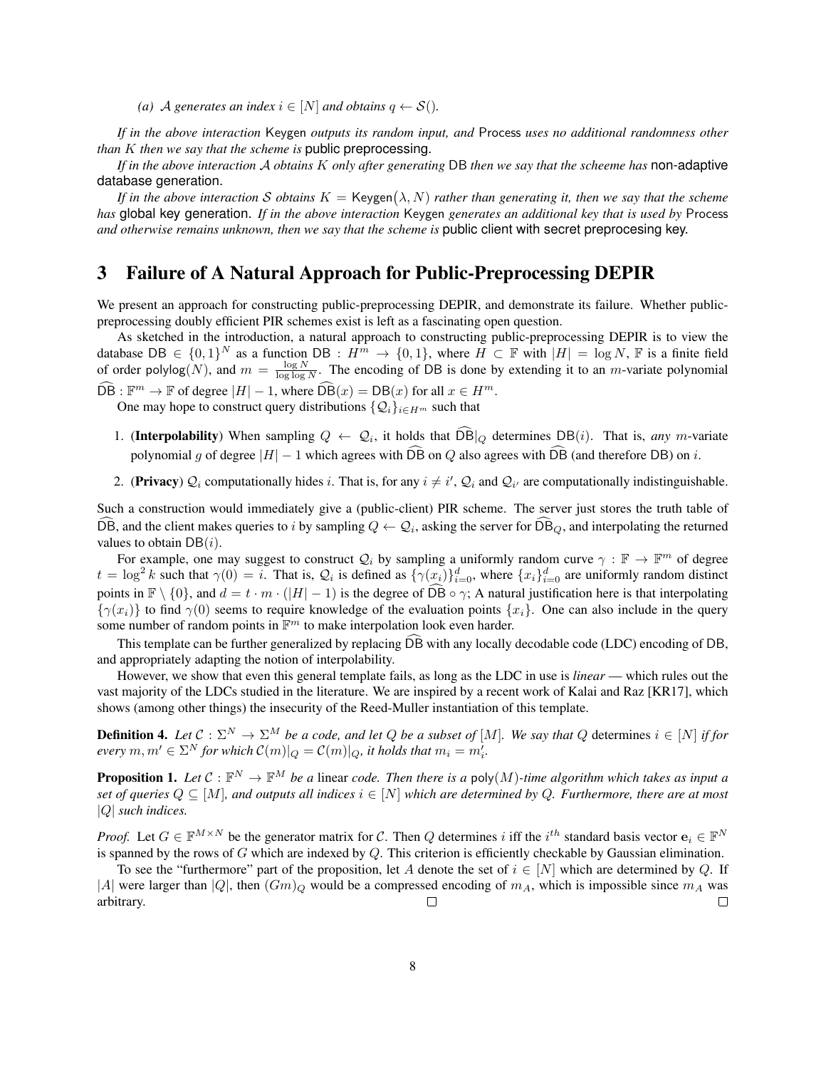*(a) $\mathcal{A}$ generates an index $i \in [N]$ and obtains $q \leftarrow \mathcal{S}()$.*

*If in the above interaction* Keygen *outputs its random input, and* Process *uses no additional randomness other than $K$ then we say that the scheme is* public preprocessing.

*If in the above interaction $\mathcal{A}$ obtains $K$ only after generating* DB *then we say that the scheeme has* non-adaptive database generation.

*If in the above interaction $\mathcal{S}$ obtains $K = \mathsf{Keygen}(\lambda, N)$ rather than generating it, then we say that the scheme has* global key generation. *If in the above interaction* Keygen *generates an additional key that is used by* Process *and otherwise remains unknown, then we say that the scheme is* public client with secret preprocessing key.

# 3 Failure of A Natural Approach for Public-Preprocessing DEPIR

We present an approach for constructing public-preprocessing DEPIR, and demonstrate its failure. Whether public-preprocessing doubly efficient PIR schemes exist is left as a fascinating open question.

As sketched in the introduction, a natural approach to constructing public-preprocessing DEPIR is to view the database $\mathsf{DB} \in \{0,1\}^N$ as a function $\mathsf{DB} : H^m \to \{0,1\}$, where $H \subset \mathbb{F}$ with $|H| = \log N$, $\mathbb{F}$ is a finite field of order $\mathsf{polylog}(N)$, and $m = \frac{\log N}{\log \log N}$. The encoding of DB is done by extending it to an $m$-variate polynomial $\widehat{\mathsf{DB}} : \mathbb{F}^m \to \mathbb{F}$ of degree $|H| - 1$, where $\widehat{\mathsf{DB}}(x) = \mathsf{DB}(x)$ for all $x \in H^m$.

One may hope to construct query distributions $\{\mathcal{Q}_i\}_{i \in H^m}$ such that

1. (**Interpolability**) When sampling $Q \leftarrow \mathcal{Q}_i$, it holds that $\widehat{\mathsf{DB}}|_Q$ determines $\mathsf{DB}(i)$. That is, *any* $m$-variate polynomial $g$ of degree $|H| - 1$ which agrees with $\widehat{\mathsf{DB}}$ on $Q$ also agrees with $\widehat{\mathsf{DB}}$ (and therefore DB) on $i$.
2. (**Privacy**) $\mathcal{Q}_i$ computationally hides $i$. That is, for any $i \neq i'$, $\mathcal{Q}_i$ and $\mathcal{Q}_{i'}$ are computationally indistinguishable.

Such a construction would immediately give a (public-client) PIR scheme. The server just stores the truth table of $\widehat{\mathsf{DB}}$, and the client makes queries to $i$ by sampling $Q \leftarrow \mathcal{Q}_i$, asking the server for $\widehat{\mathsf{DB}}_Q$, and interpolating the returned values to obtain $\mathsf{DB}(i)$.

For example, one may suggest to construct $\mathcal{Q}_i$ by sampling a uniformly random curve $\gamma : \mathbb{F} \to \mathbb{F}^m$ of degree $t = \log^2 k$ such that $\gamma(0) = i$. That is, $\mathcal{Q}_i$ is defined as $\{\gamma(x_i)\}_{i=0}^d$, where $\{x_i\}_{i=0}^d$ are uniformly random distinct points in $\mathbb{F} \setminus \{0\}$, and $d = t \cdot m \cdot (|H| - 1)$ is the degree of $\widehat{\mathsf{DB}} \circ \gamma$; A natural justification here is that interpolating $\{\gamma(x_i)\}$ to find $\gamma(0)$ seems to require knowledge of the evaluation points $\{x_i\}$. One can also include in the query some number of random points in $\mathbb{F}^m$ to make interpolation look even harder.

This template can be further generalized by replacing $\widehat{\mathsf{DB}}$ with any locally decodable code (LDC) encoding of DB, and appropriately adapting the notion of interpolability.

However, we show that even this general template fails, as long as the LDC in use is *linear* — which rules out the vast majority of the LDCs studied in the literature. We are inspired by a recent work of Kalai and Raz [KR17], which shows (among other things) the insecurity of the Reed-Muller instantiation of this template.

**Definition 4.** *Let $\mathcal{C} : \Sigma^N \to \Sigma^M$ be a code, and let $Q$ be a subset of $[M]$. We say that $Q$* determines *$i \in [N]$ if for every $m, m' \in \Sigma^N$ for which $\mathcal{C}(m)|_Q = \mathcal{C}(m)|_Q$, it holds that $m_i = m'_i$.*

**Proposition 1.** *Let $\mathcal{C} : \mathbb{F}^N \to \mathbb{F}^M$ be a* linear *code. Then there is a $\mathsf{poly}(M)$-time algorithm which takes as input a set of queries $Q \subseteq [M]$, and outputs all indices $i \in [N]$ which are determined by $Q$. Furthermore, there are at most $|Q|$ such indices.*

*Proof.* Let $G \in \mathbb{F}^{M \times N}$ be the generator matrix for $\mathcal{C}$. Then $Q$ determines $i$ iff the $i^{th}$ standard basis vector $\mathbf{e}_i \in \mathbb{F}^N$ is spanned by the rows of $G$ which are indexed by $Q$. This criterion is efficiently checkable by Gaussian elimination.

To see the "furthermore" part of the proposition, let $A$ denote the set of $i \in [N]$ which are determined by $Q$. If $|A|$ were larger than $|Q|$, then $(Gm)_Q$ would be a compressed encoding of $m_A$, which is impossible since $m_A$ was arbitrary. □ □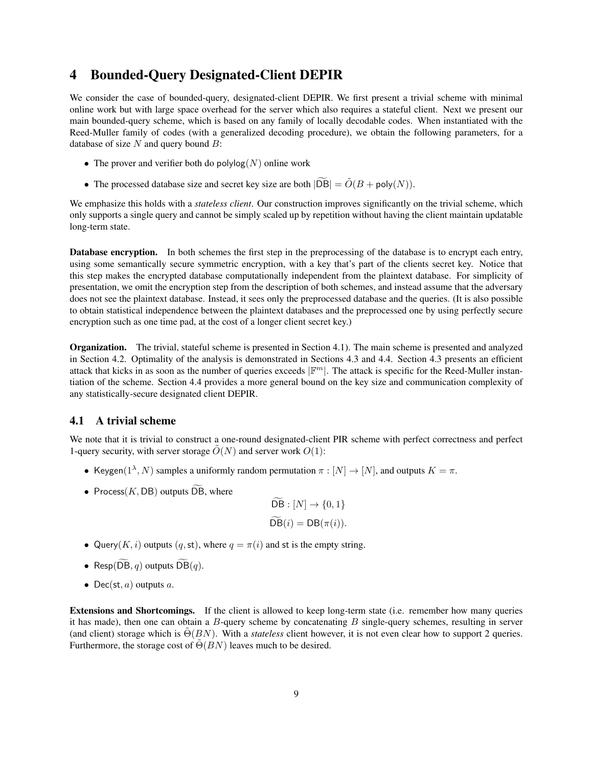# 4 Bounded-Query Designated-Client DEPIR

We consider the case of bounded-query, designated-client DEPIR. We first present a trivial scheme with minimal online work but with large space overhead for the server which also requires a stateful client. Next we present our main bounded-query scheme, which is based on any family of locally decodable codes. When instantiated with the Reed-Muller family of codes (with a generalized decoding procedure), we obtain the following parameters, for a database of size $N$ and query bound $B$:

- The prover and verifier both do $\mathsf{polylog}(N)$ online work
- The processed database size and secret key size are both $|\widetilde{\mathsf{DB}}| = \tilde{O}(B + \mathsf{poly}(N))$.

We emphasize this holds with a *stateless client*. Our construction improves significantly on the trivial scheme, which only supports a single query and cannot be simply scaled up by repetition without having the client maintain updatable long-term state.

**Database encryption.** In both schemes the first step in the preprocessing of the database is to encrypt each entry, using some semantically secure symmetric encryption, with a key that's part of the clients secret key. Notice that this step makes the encrypted database computationally independent from the plaintext database. For simplicity of presentation, we omit the encryption step from the description of both schemes, and instead assume that the adversary does not see the plaintext database. Instead, it sees only the preprocessed database and the queries. (It is also possible to obtain statistical independence between the plaintext databases and the preprocessed one by using perfectly secure encryption such as one time pad, at the cost of a longer client secret key.)

**Organization.** The trivial, stateful scheme is presented in Section 4.1). The main scheme is presented and analyzed in Section 4.2. Optimality of the analysis is demonstrated in Sections 4.3 and 4.4. Section 4.3 presents an efficient attack that kicks in as soon as the number of queries exceeds $|\mathbb{F}^m|$. The attack is specific for the Reed-Muller instantiation of the scheme. Section 4.4 provides a more general bound on the key size and communication complexity of any statistically-secure designated client DEPIR.

## 4.1 A trivial scheme

We note that it is trivial to construct a one-round designated-client PIR scheme with perfect correctness and perfect 1-query security, with server storage $\tilde{O}(N)$ and server work $O(1)$:

- $\mathsf{Keygen}(1^\lambda, N)$ samples a uniformly random permutation $\pi : [N] \to [N]$, and outputs $K = \pi$.
- $\mathsf{Process}(K, \mathsf{DB})$ outputs $\widetilde{\mathsf{DB}}$, where
$$\widetilde{\mathsf{DB}} : [N] \to \{0,1\}$$
$$\widetilde{\mathsf{DB}}(i) = \mathsf{DB}(\pi(i)).$$
- $\mathsf{Query}(K, i)$ outputs $(q, \mathsf{st})$, where $q = \pi(i)$ and $\mathsf{st}$ is the empty string.
- $\mathsf{Resp}(\widetilde{\mathsf{DB}}, q)$ outputs $\widetilde{\mathsf{DB}}(q)$.
- $\mathsf{Dec}(\mathsf{st}, a)$ outputs $a$.

**Extensions and Shortcomings.** If the client is allowed to keep long-term state (i.e. remember how many queries it has made), then one can obtain a $B$-query scheme by concatenating $B$ single-query schemes, resulting in server (and client) storage which is $\tilde{\Theta}(BN)$. With a *stateless* client however, it is not even clear how to support 2 queries. Furthermore, the storage cost of $\tilde{\Theta}(BN)$ leaves much to be desired.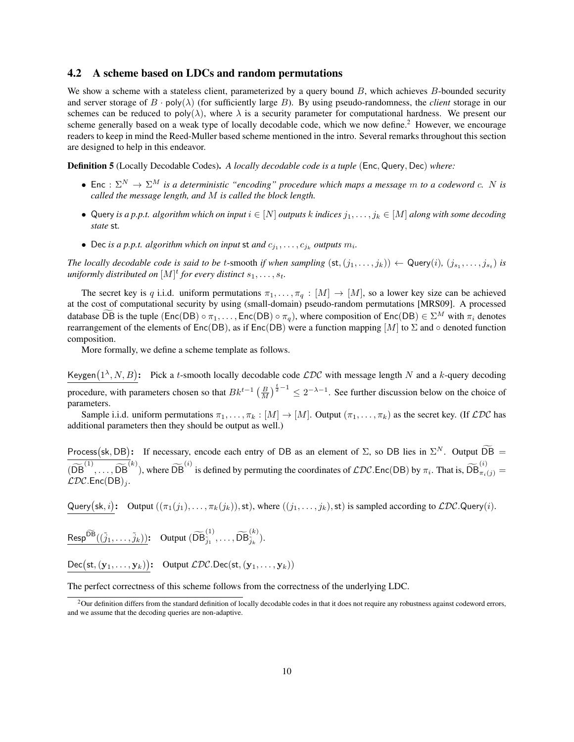### 4.2 A scheme based on LDCs and random permutations

We show a scheme with a stateless client, parameterized by a query bound $B$, which achieves $B$-bounded security and server storage of $B \cdot \mathsf{poly}(\lambda)$ (for sufficiently large $B$). By using pseudo-randomness, the *client* storage in our schemes can be reduced to $\mathsf{poly}(\lambda)$, where $\lambda$ is a security parameter for computational hardness. We present our scheme generally based on a weak type of locally decodable code, which we now define.[2] However, we encourage readers to keep in mind the Reed-Muller based scheme mentioned in the intro. Several remarks throughout this section are designed to help in this endeavor.

**Definition 5** (Locally Decodable Codes)**.** *A locally decodable code is a tuple* $(\mathsf{Enc}, \mathsf{Query}, \mathsf{Dec})$ *where:*

- $\mathsf{Enc} : \Sigma^N \to \Sigma^M$ *is a deterministic "encoding" procedure which maps a message* $m$ *to a codeword* $c$*.* $N$ *is called the message length, and* $M$ *is called the block length.*
- $\mathsf{Query}$ *is a p.p.t. algorithm which on input* $i \in [N]$ *outputs* $k$ *indices* $j_1, \ldots, j_k \in [M]$ *along with some decoding state* $\mathsf{st}$*.*
- $\mathsf{Dec}$ *is a p.p.t. algorithm which on input* $\mathsf{st}$ *and* $c_{j_1}, \ldots, c_{j_k}$ *outputs* $m_i$*.*

*The locally decodable code is said to be* $t$-smooth *if when sampling* $(\mathsf{st}, (j_1, \ldots, j_k)) \leftarrow \mathsf{Query}(i)$*,* $(j_{s_1}, \ldots, j_{s_t})$ *is uniformly distributed on* $[M]^t$ *for every distinct* $s_1, \ldots, s_t$*.*

The secret key is $q$ i.i.d. uniform permutations $\pi_1, \ldots, \pi_q : [M] \to [M]$, so a lower key size can be achieved at the cost of computational security by using (small-domain) pseudo-random permutations [MRS09]. A processed database $\widetilde{\mathsf{DB}}$ is the tuple $(\mathsf{Enc}(\mathsf{DB}) \circ \pi_1, \ldots, \mathsf{Enc}(\mathsf{DB}) \circ \pi_q)$, where composition of $\mathsf{Enc}(\mathsf{DB}) \in \Sigma^M$ with $\pi_i$ denotes rearrangement of the elements of $\mathsf{Enc}(\mathsf{DB})$, as if $\mathsf{Enc}(\mathsf{DB})$ were a function mapping $[M]$ to $\Sigma$ and $\circ$ denoted function composition.

More formally, we define a scheme template as follows.

$\underline{\mathsf{Keygen}(1^\lambda, N, B)}$**:** Pick a $t$-smooth locally decodable code $\mathcal{LDC}$ with message length $N$ and a $k$-query decoding procedure, with parameters chosen so that $Bk^{t-1}\left(\frac{B}{M}\right)^{\frac{t}{2}-1} \leq 2^{-\lambda-1}$. See further discussion below on the choice of parameters.

Sample i.i.d. uniform permutations $\pi_1, \ldots, \pi_k : [M] \to [M]$. Output $(\pi_1, \ldots, \pi_k)$ as the secret key. (If $\mathcal{LDC}$ has additional parameters then they should be output as well.)

$\underline{\mathsf{Process}(\mathsf{sk}, \mathsf{DB})}$**:** If necessary, encode each entry of $\mathsf{DB}$ as an element of $\Sigma$, so $\mathsf{DB}$ lies in $\Sigma^N$. Output $\widetilde{\mathsf{DB}} = (\widetilde{\mathsf{DB}}^{(1)}, \ldots, \widetilde{\mathsf{DB}}^{(k)})$, where $\widetilde{\mathsf{DB}}^{(i)}$ is defined by permuting the coordinates of $\mathcal{LDC}.\mathsf{Enc}(\mathsf{DB})$ by $\pi_i$. That is, $\widetilde{\mathsf{DB}}^{(i)}_{\pi_i(j)} = \mathcal{LDC}.\mathsf{Enc}(\mathsf{DB})_j$.

$\underline{\mathsf{Query}(\mathsf{sk}, i)}$**:** Output $((\pi_1(j_1), \ldots, \pi_k(j_k)), \mathsf{st})$, where $((j_1, \ldots, j_k), \mathsf{st})$ is sampled according to $\mathcal{LDC}.\mathsf{Query}(i)$.

$\underline{\mathsf{Resp}^{\widetilde{\mathsf{DB}}}((\tilde{j}_1, \ldots, \tilde{j}_k))}$**:** Output $(\widetilde{\mathsf{DB}}^{(1)}_{\tilde{j}_1}, \ldots, \widetilde{\mathsf{DB}}^{(k)}_{\tilde{j}_k})$.

$\underline{\mathsf{Dec}(\mathsf{st}, (\mathbf{y}_1, \ldots, \mathbf{y}_k))}$**:** Output $\mathcal{LDC}.\mathsf{Dec}(\mathsf{st}, (\mathbf{y}_1, \ldots, \mathbf{y}_k))$

The perfect correctness of this scheme follows from the correctness of the underlying LDC.

[2] Our definition differs from the standard definition of locally decodable codes in that it does not require any robustness against codeword errors, and we assume that the decoding queries are non-adaptive.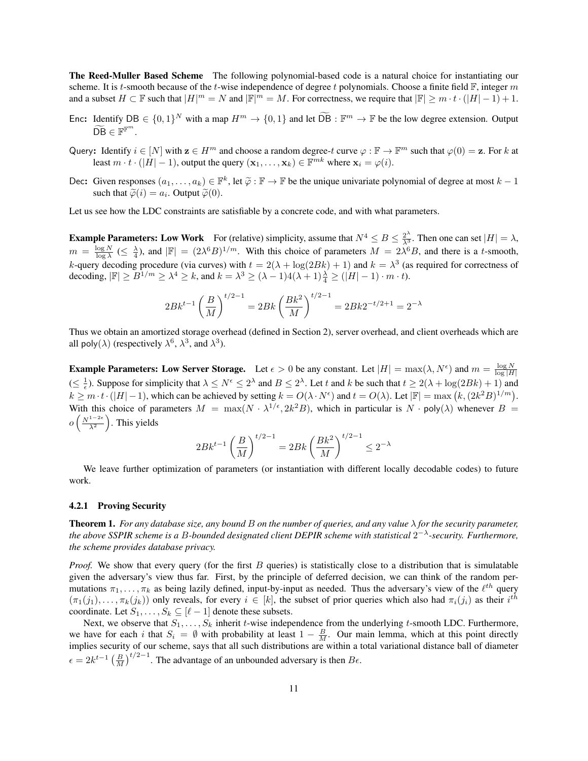**The Reed-Muller Based Scheme** The following polynomial-based code is a natural choice for instantiating our scheme. It is $t$-smooth because of the $t$-wise independence of degree $t$ polynomials. Choose a finite field $\mathbb{F}$, integer $m$ and a subset $H \subset \mathbb{F}$ such that $|H|^m = N$ and $|\mathbb{F}|^m = M$. For correctness, we require that $|\mathbb{F}| \geq m \cdot t \cdot (|H| - 1) + 1$.

Enc: Identify $\mathsf{DB} \in \{0,1\}^N$ with a map $H^m \to \{0,1\}$ and let $\widetilde{\mathsf{DB}} : \mathbb{F}^m \to \mathbb{F}$ be the low degree extension. Output $\widetilde{\mathsf{DB}} \in \mathbb{F}^{\mathbb{F}^m}$.

Query: Identify $i \in [N]$ with $\mathbf{z} \in H^m$ and choose a random degree-$t$ curve $\varphi : \mathbb{F} \to \mathbb{F}^m$ such that $\varphi(0) = \mathbf{z}$. For $k$ at least $m \cdot t \cdot (|H| - 1)$, output the query $(\mathbf{x}_1, \ldots, \mathbf{x}_k) \in \mathbb{F}^{mk}$ where $\mathbf{x}_i = \varphi(i)$.

Dec: Given responses $(a_1, \ldots, a_k) \in \mathbb{F}^k$, let $\widetilde{\varphi} : \mathbb{F} \to \mathbb{F}$ be the unique univariate polynomial of degree at most $k-1$ such that $\widetilde{\varphi}(i) = a_i$. Output $\widetilde{\varphi}(0)$.

Let us see how the LDC constraints are satisfiable by a concrete code, and with what parameters.

**Example Parameters: Low Work** For (relative) simplicity, assume that $N^4 \leq B \leq \frac{2^\lambda}{\lambda^3}$. Then one can set $|H| = \lambda$, $m = \frac{\log N}{\log \lambda}$ ($\leq \frac{\lambda}{4}$), and $|\mathbb{F}| = (2\lambda^6 B)^{1/m}$. With this choice of parameters $M = 2\lambda^6 B$, and there is a $t$-smooth, $k$-query decoding procedure (via curves) with $t = 2(\lambda + \log(2Bk) + 1)$ and $k = \lambda^3$ (as required for correctness of decoding, $|\mathbb{F}| \geq B^{1/m} \geq \lambda^4 \geq k$, and $k = \lambda^3 \geq (\lambda - 1)4(\lambda + 1)\frac{\lambda}{4} \geq (|H| - 1) \cdot m \cdot t$).

$$2Bk^{t-1}\left(\frac{B}{M}\right)^{t/2-1} = 2Bk\left(\frac{Bk^2}{M}\right)^{t/2-1} = 2Bk2^{-t/2+1} = 2^{-\lambda}$$

Thus we obtain an amortized storage overhead (defined in Section 2), server overhead, and client overheads which are all $\mathsf{poly}(\lambda)$ (respectively $\lambda^6$, $\lambda^3$, and $\lambda^3$).

**Example Parameters: Low Server Storage.** Let $\epsilon > 0$ be any constant. Let $|H| = \max(\lambda, N^\epsilon)$ and $m = \frac{\log N}{\log |H|}$ ($\leq \frac{1}{\epsilon}$). Suppose for simplicity that $\lambda \leq N^\epsilon \leq 2^\lambda$ and $B \leq 2^\lambda$. Let $t$ and $k$ be such that $t \geq 2(\lambda + \log(2Bk) + 1)$ and $k \geq m \cdot t \cdot (|H| - 1)$, which can be achieved by setting $k = O(\lambda \cdot N^\epsilon)$ and $t = O(\lambda)$. Let $|\mathbb{F}| = \max\left(k, (2k^2 B)^{1/m}\right)$. With this choice of parameters $M = \max(N \cdot \lambda^{1/\epsilon}, 2k^2 B)$, which in particular is $N \cdot \mathsf{poly}(\lambda)$ whenever $B = o\left(\frac{N^{1-2\epsilon}}{\lambda^2}\right)$. This yields

$$2Bk^{t-1}\left(\frac{B}{M}\right)^{t/2-1} = 2Bk\left(\frac{Bk^2}{M}\right)^{t/2-1} \leq 2^{-\lambda}$$

We leave further optimization of parameters (or instantiation with different locally decodable codes) to future work.

### 4.2.1 Proving Security

**Theorem 1.** *For any database size, any bound $B$ on the number of queries, and any value $\lambda$ for the security parameter, the above SSPIR scheme is a $B$-bounded designated client DEPIR scheme with statistical $2^{-\lambda}$-security. Furthermore, the scheme provides database privacy.*

*Proof.* We show that every query (for the first $B$ queries) is statistically close to a distribution that is simulatable given the adversary's view thus far. First, by the principle of deferred decision, we can think of the random permutations $\pi_1, \ldots, \pi_k$ as being lazily defined, input-by-input as needed. Thus the adversary's view of the $\ell^{th}$ query $(\pi_1(j_1), \ldots, \pi_k(j_k))$ only reveals, for every $i \in [k]$, the subset of prior queries which also had $\pi_i(j_i)$ as their $i^{th}$ coordinate. Let $S_1, \ldots, S_k \subseteq [\ell - 1]$ denote these subsets.

Next, we observe that $S_1, \ldots, S_k$ inherit $t$-wise independence from the underlying $t$-smooth LDC. Furthermore, we have for each $i$ that $S_i = \emptyset$ with probability at least $1 - \frac{B}{M}$. Our main lemma, which at this point directly implies security of our scheme, says that all such distributions are within a total variational distance ball of diameter $\epsilon = 2k^{t-1}\left(\frac{B}{M}\right)^{t/2-1}$. The advantage of an unbounded adversary is then $B\epsilon$.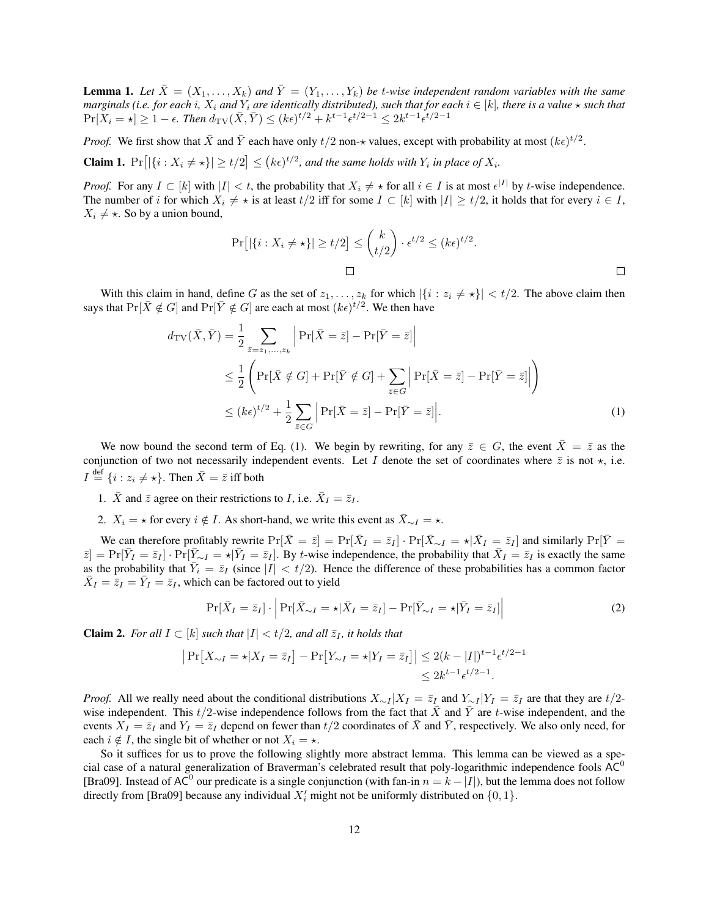**Lemma 1.** *Let $\bar{X} = (X_1, \ldots, X_k)$ and $\bar{Y} = (Y_1, \ldots, Y_k)$ be $t$-wise independent random variables with the same marginals (i.e. for each $i$, $X_i$ and $Y_i$ are identically distributed), such that for each $i \in [k]$, there is a value $\star$ such that $\Pr[X_i = \star] \geq 1 - \epsilon$. Then $d_{\mathrm{TV}}(\bar{X}, \bar{Y}) \leq (k\epsilon)^{t/2} + k^{t-1}\epsilon^{t/2-1} \leq 2k^{t-1}\epsilon^{t/2-1}$*

*Proof.* We first show that $\bar{X}$ and $\bar{Y}$ each have only $t/2$ non-$\star$ values, except with probability at most $(k\epsilon)^{t/2}$.

**Claim 1.** $\Pr\big[|\{i : X_i \neq \star\}| \geq t/2\big] \leq \big(k\epsilon\big)^{t/2}$*, and the same holds with $Y_i$ in place of $X_i$.*

*Proof.* For any $I \subset [k]$ with $|I| < t$, the probability that $X_i \neq \star$ for all $i \in I$ is at most $\epsilon^{|I|}$ by $t$-wise independence. The number of $i$ for which $X_i \neq \star$ is at least $t/2$ iff for some $I \subset [k]$ with $|I| \geq t/2$, it holds that for every $i \in I$, $X_i \neq \star$. So by a union bound,

$$\Pr\big[|\{i : X_i \neq \star\}| \geq t/2\big] \leq \binom{k}{t/2} \cdot \epsilon^{t/2} \leq (k\epsilon)^{t/2}.$$

□ □

With this claim in hand, define $G$ as the set of $z_1, \ldots, z_k$ for which $|\{i : z_i \neq \star\}| < t/2$. The above claim then says that $\Pr[\bar{X} \notin G]$ and $\Pr[\bar{Y} \notin G]$ are each at most $(k\epsilon)^{t/2}$. We then have

$$\begin{aligned}
d_{\mathrm{TV}}(\bar{X}, \bar{Y}) &= \frac{1}{2} \sum_{\bar{z}=z_1,\ldots,z_k} \Big| \Pr[\bar{X} = \bar{z}] - \Pr[\bar{Y} = \bar{z}] \Big| \\
&\leq \frac{1}{2} \left( \Pr[\bar{X} \notin G] + \Pr[\bar{Y} \notin G] + \sum_{\bar{z} \in G} \Big| \Pr[\bar{X} = \bar{z}] - \Pr[\bar{Y} = \bar{z}] \Big| \right) \\
&\leq (k\epsilon)^{t/2} + \frac{1}{2} \sum_{\bar{z} \in G} \Big| \Pr[\bar{X} = \bar{z}] - \Pr[\bar{Y} = \bar{z}] \Big|. \qquad (1)
\end{aligned}$$

We now bound the second term of Eq. (1). We begin by rewriting, for any $\bar{z} \in G$, the event $\bar{X} = \bar{z}$ as the conjunction of two not necessarily independent events. Let $I$ denote the set of coordinates where $\bar{z}$ is not $\star$, i.e. $I \stackrel{\mathsf{def}}{=} \{i : z_i \neq \star\}$. Then $\bar{X} = \bar{z}$ iff both

1. $\bar{X}$ and $\bar{z}$ agree on their restrictions to $I$, i.e. $\bar{X}_I = \bar{z}_I$.
2. $X_i = \star$ for every $i \notin I$. As short-hand, we write this event as $\bar{X}_{\sim I} = \star$.

We can therefore profitably rewrite $\Pr[\bar{X} = \bar{z}] = \Pr[\bar{X}_I = \bar{z}_I] \cdot \Pr[\bar{X}_{\sim I} = \star | \bar{X}_I = \bar{z}_I]$ and similarly $\Pr[\bar{Y} = \bar{z}] = \Pr[\bar{Y}_I = \bar{z}_I] \cdot \Pr[\bar{Y}_{\sim I} = \star | \bar{Y}_I = \bar{z}_I]$. By $t$-wise independence, the probability that $\bar{X}_I = \bar{z}_I$ is exactly the same as the probability that $\bar{Y}_i = \bar{z}_I$ (since $|I| < t/2$). Hence the difference of these probabilities has a common factor $\bar{X}_I = \bar{z}_I = \bar{Y}_I = \bar{z}_I$, which can be factored out to yield

$$\Pr[\bar{X}_I = \bar{z}_I] \cdot \Big| \Pr[\bar{X}_{\sim I} = \star | \bar{X}_I = \bar{z}_I] - \Pr[\bar{Y}_{\sim I} = \star | \bar{Y}_I = \bar{z}_I] \Big| \qquad (2)$$

**Claim 2.** *For all $I \subset [k]$ such that $|I| < t/2$, and all $\bar{z}_I$, it holds that*

$$\begin{aligned}
\big| \Pr\big[X_{\sim I} = \star | X_I = \bar{z}_I\big] - \Pr\big[Y_{\sim I} = \star | Y_I = \bar{z}_I\big] \big| &\leq 2(k - |I|)^{t-1}\epsilon^{t/2-1} \\
&\leq 2k^{t-1}\epsilon^{t/2-1}.
\end{aligned}$$

*Proof.* All we really need about the conditional distributions $X_{\sim I} | X_I = \bar{z}_I$ and $Y_{\sim I} | Y_I = \bar{z}_I$ are that they are $t/2$-wise independent. This $t/2$-wise independence follows from the fact that $\bar{X}$ and $\bar{Y}$ are $t$-wise independent, and the events $X_I = \bar{z}_I$ and $Y_I = \bar{z}_I$ depend on fewer than $t/2$ coordinates of $\bar{X}$ and $\bar{Y}$, respectively. We also only need, for each $i \notin I$, the single bit of whether or not $X_i = \star$.

So it suffices for us to prove the following slightly more abstract lemma. This lemma can be viewed as a special case of a natural generalization of Braverman's celebrated result that poly-logarithmic independence fools $\mathsf{AC}^0$ [Bra09]. Instead of $\mathsf{AC}^0$ our predicate is a single conjunction (with fan-in $n = k - |I|$), but the lemma does not follow directly from [Bra09] because any individual $X'_i$ might not be uniformly distributed on $\{0, 1\}$.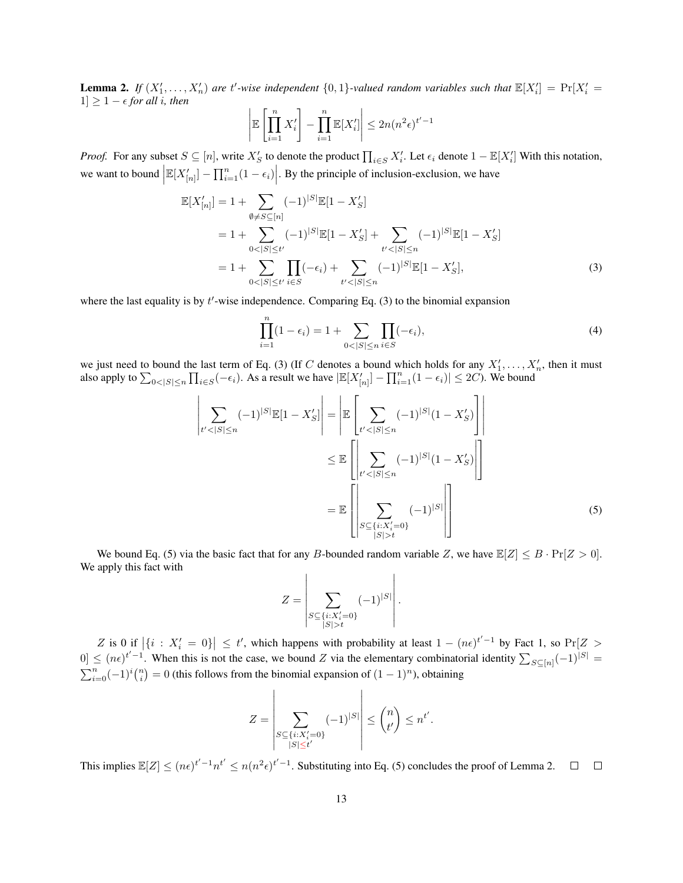**Lemma 2.** *If $(X'_1, \ldots, X'_n)$ are $t'$-wise independent $\{0,1\}$-valued random variables such that $\mathbb{E}[X'_i] = \Pr[X'_i = 1] \geq 1 - \epsilon$ for all $i$, then*

$$\left| \mathbb{E}\left[\prod_{i=1}^{n} X'_i\right] - \prod_{i=1}^{n} \mathbb{E}[X'_i] \right| \leq 2n(n^2\epsilon)^{t'-1}$$

*Proof.* For any subset $S \subseteq [n]$, write $X'_S$ to denote the product $\prod_{i \in S} X'_i$. Let $\epsilon_i$ denote $1 - \mathbb{E}[X'_i]$ With this notation, we want to bound $\left|\mathbb{E}[X'_{[n]}] - \prod_{i=1}^{n}(1-\epsilon_i)\right|$. By the principle of inclusion-exclusion, we have

$$\begin{aligned}
\mathbb{E}[X'_{[n]}] &= 1 + \sum_{\emptyset \neq S \subseteq [n]} (-1)^{|S|} \mathbb{E}[1 - X'_S] \\
&= 1 + \sum_{0 < |S| \leq t'} (-1)^{|S|} \mathbb{E}[1 - X'_S] + \sum_{t' < |S| \leq n} (-1)^{|S|} \mathbb{E}[1 - X'_S] \\
&= 1 + \sum_{0 < |S| \leq t'} \prod_{i \in S} (-\epsilon_i) + \sum_{t' < |S| \leq n} (-1)^{|S|} \mathbb{E}[1 - X'_S], \qquad (3)
\end{aligned}$$

where the last equality is by $t'$-wise independence. Comparing Eq. (3) to the binomial expansion

$$\prod_{i=1}^{n}(1-\epsilon_i) = 1 + \sum_{0 < |S| \leq n} \prod_{i \in S} (-\epsilon_i), \qquad (4)$$

we just need to bound the last term of Eq. (3) (If $C$ denotes a bound which holds for any $X'_1, \ldots, X'_n$, then it must also apply to $\sum_{0<|S|\leq n} \prod_{i \in S}(-\epsilon_i)$. As a result we have $|\mathbb{E}[X'_{[n]}] - \prod_{i=1}^{n}(1-\epsilon_i)| \leq 2C$). We bound

$$\begin{aligned}
\left| \sum_{t' < |S| \leq n} (-1)^{|S|} \mathbb{E}[1 - X'_S] \right| &= \left| \mathbb{E}\left[ \sum_{t' < |S| \leq n} (-1)^{|S|}(1 - X'_S) \right] \right| \\
&\leq \mathbb{E}\left[ \left| \sum_{t' < |S| \leq n} (-1)^{|S|}(1 - X'_S) \right| \right] \\
&= \mathbb{E}\left[ \left| \sum_{\substack{S \subseteq \{i : X'_i = 0\} \\ |S| > t}} (-1)^{|S|} \right| \right] \qquad (5)
\end{aligned}$$

We bound Eq. (5) via the basic fact that for any $B$-bounded random variable $Z$, we have $\mathbb{E}[Z] \leq B \cdot \Pr[Z > 0]$. We apply this fact with

$$Z = \left| \sum_{\substack{S \subseteq \{i : X'_i = 0\} \\ |S| > t}} (-1)^{|S|} \right|.$$

$Z$ is 0 if $\left|\{i : X'_i = 0\}\right| \leq t'$, which happens with probability at least $1 - (n\epsilon)^{t'-1}$ by Fact 1, so $\Pr[Z > 0] \leq (n\epsilon)^{t'-1}$. When this is not the case, we bound $Z$ via the elementary combinatorial identity $\sum_{S \subseteq [n]} (-1)^{|S|} = \sum_{i=0}^{n} (-1)^i \binom{n}{i} = 0$ (this follows from the binomial expansion of $(1-1)^n$), obtaining

$$Z = \left| \sum_{\substack{S \subseteq \{i : X'_i = 0\} \\ |S| \leq t'}} (-1)^{|S|} \right| \leq \binom{n}{t'} \leq n^{t'}.$$

This implies $\mathbb{E}[Z] \leq (n\epsilon)^{t'-1} n^{t'} \leq n(n^2\epsilon)^{t'-1}$. Substituting into Eq. (5) concludes the proof of Lemma 2. □ □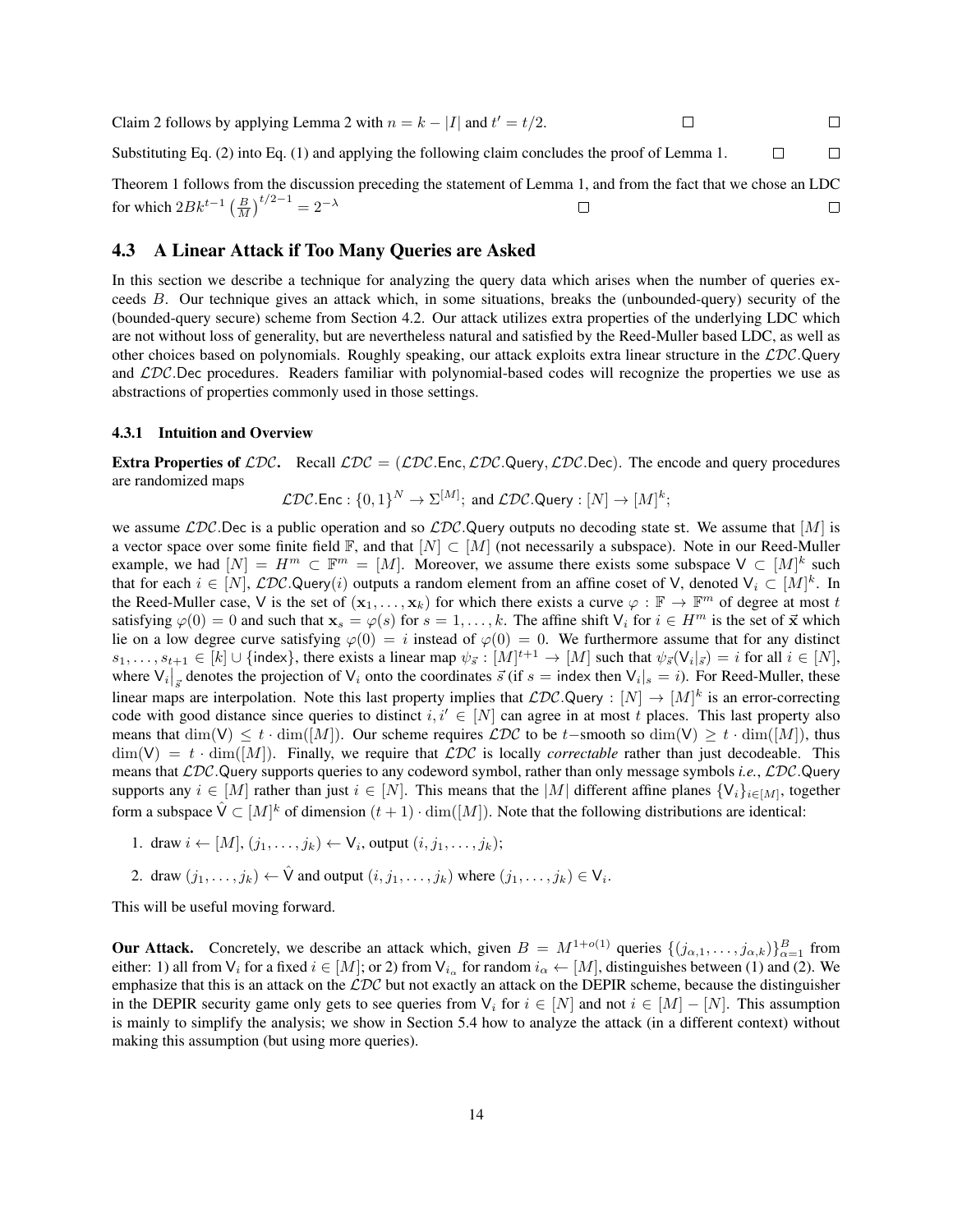Claim 2 follows by applying Lemma 2 with $n = k - |I|$ and $t' = t/2$. □ □

Substituting Eq. (2) into Eq. (1) and applying the following claim concludes the proof of Lemma 1. □ □

Theorem 1 follows from the discussion preceding the statement of Lemma 1, and from the fact that we chose an LDC for which $2Bk^{t-1}\left(\frac{B}{M}\right)^{t/2-1} = 2^{-\lambda}$ □ □

## 4.3 A Linear Attack if Too Many Queries are Asked

In this section we describe a technique for analyzing the query data which arises when the number of queries exceeds $B$. Our technique gives an attack which, in some situations, breaks the (unbounded-query) security of the (bounded-query secure) scheme from Section 4.2. Our attack utilizes extra properties of the underlying LDC which are not without loss of generality, but are nevertheless natural and satisfied by the Reed-Muller based LDC, as well as other choices based on polynomials. Roughly speaking, our attack exploits extra linear structure in the $\mathcal{LDC}$.Query and $\mathcal{LDC}$.Dec procedures. Readers familiar with polynomial-based codes will recognize the properties we use as abstractions of properties commonly used in those settings.

### 4.3.1 Intuition and Overview

**Extra Properties of $\mathcal{LDC}$.** Recall $\mathcal{LDC} = (\mathcal{LDC}.\mathsf{Enc}, \mathcal{LDC}.\mathsf{Query}, \mathcal{LDC}.\mathsf{Dec})$. The encode and query procedures are randomized maps

$$\mathcal{LDC}.\mathsf{Enc} : \{0,1\}^N \to \Sigma^{[M]};\ \text{and}\ \mathcal{LDC}.\mathsf{Query} : [N] \to [M]^k;$$

we assume $\mathcal{LDC}$.Dec is a public operation and so $\mathcal{LDC}$.Query outputs no decoding state st. We assume that $[M]$ is a vector space over some finite field $\mathbb{F}$, and that $[N] \subset [M]$ (not necessarily a subspace). Note in our Reed-Muller example, we had $[N] = H^m \subset \mathbb{F}^m = [M]$. Moreover, we assume there exists some subspace $\mathsf{V} \subset [M]^k$ such that for each $i \in [N]$, $\mathcal{LDC}.\mathsf{Query}(i)$ outputs a random element from an affine coset of $\mathsf{V}$, denoted $\mathsf{V}_i \subset [M]^k$. In the Reed-Muller case, $\mathsf{V}$ is the set of $(\mathbf{x}_1, \dots, \mathbf{x}_k)$ for which there exists a curve $\varphi : \mathbb{F} \to \mathbb{F}^m$ of degree at most $t$ satisfying $\varphi(0) = 0$ and such that $\mathbf{x}_s = \varphi(s)$ for $s = 1, \dots, k$. The affine shift $\mathsf{V}_i$ for $i \in H^m$ is the set of $\vec{\mathbf{x}}$ which lie on a low degree curve satisfying $\varphi(0) = i$ instead of $\varphi(0) = 0$. We furthermore assume that for any distinct $s_1, \dots, s_{t+1} \in [k] \cup \{\mathsf{index}\}$, there exists a linear map $\psi_{\vec{s}} : [M]^{t+1} \to [M]$ such that $\psi_{\vec{s}}(\mathsf{V}_i|_{\vec{s}}) = i$ for all $i \in [N]$, where $\mathsf{V}_i\big|_{\vec{s}}$ denotes the projection of $\mathsf{V}_i$ onto the coordinates $\vec{s}$ (if $s = \mathsf{index}$ then $\mathsf{V}_i|_s = i$). For Reed-Muller, these linear maps are interpolation. Note this last property implies that $\mathcal{LDC}.\mathsf{Query} : [N] \to [M]^k$ is an error-correcting code with good distance since queries to distinct $i, i' \in [N]$ can agree in at most $t$ places. This last property also means that $\dim(\mathsf{V}) \le t \cdot \dim([M])$. Our scheme requires $\mathcal{LDC}$ to be $t-$smooth so $\dim(\mathsf{V}) \ge t \cdot \dim([M])$, thus $\dim(\mathsf{V}) = t \cdot \dim([M])$. Finally, we require that $\mathcal{LDC}$ is locally *correctable* rather than just decodeable. This means that $\mathcal{LDC}$.Query supports queries to any codeword symbol, rather than only message symbols *i.e.*, $\mathcal{LDC}$.Query supports any $i \in [M]$ rather than just $i \in [N]$. This means that the $|M|$ different affine planes $\{\mathsf{V}_i\}_{i \in [M]}$, together form a subspace $\hat{\mathsf{V}} \subset [M]^k$ of dimension $(t+1) \cdot \dim([M])$. Note that the following distributions are identical:

1. draw $i \leftarrow [M]$, $(j_1, \dots, j_k) \leftarrow \mathsf{V}_i$, output $(i, j_1, \dots, j_k)$;
2. draw $(j_1, \dots, j_k) \leftarrow \hat{\mathsf{V}}$ and output $(i, j_1, \dots, j_k)$ where $(j_1, \dots, j_k) \in \mathsf{V}_i$.

This will be useful moving forward.

**Our Attack.** Concretely, we describe an attack which, given $B = M^{1+o(1)}$ queries $\{(j_{\alpha,1}, \dots, j_{\alpha,k})\}_{\alpha=1}^{B}$ from either: 1) all from $\mathsf{V}_i$ for a fixed $i \in [M]$; or 2) from $\mathsf{V}_{i_\alpha}$ for random $i_\alpha \leftarrow [M]$, distinguishes between (1) and (2). We emphasize that this is an attack on the $\mathcal{LDC}$ but not exactly an attack on the DEPIR scheme, because the distinguisher in the DEPIR security game only gets to see queries from $\mathsf{V}_i$ for $i \in [N]$ and not $i \in [M] - [N]$. This assumption is mainly to simplify the analysis; we show in Section 5.4 how to analyze the attack (in a different context) without making this assumption (but using more queries).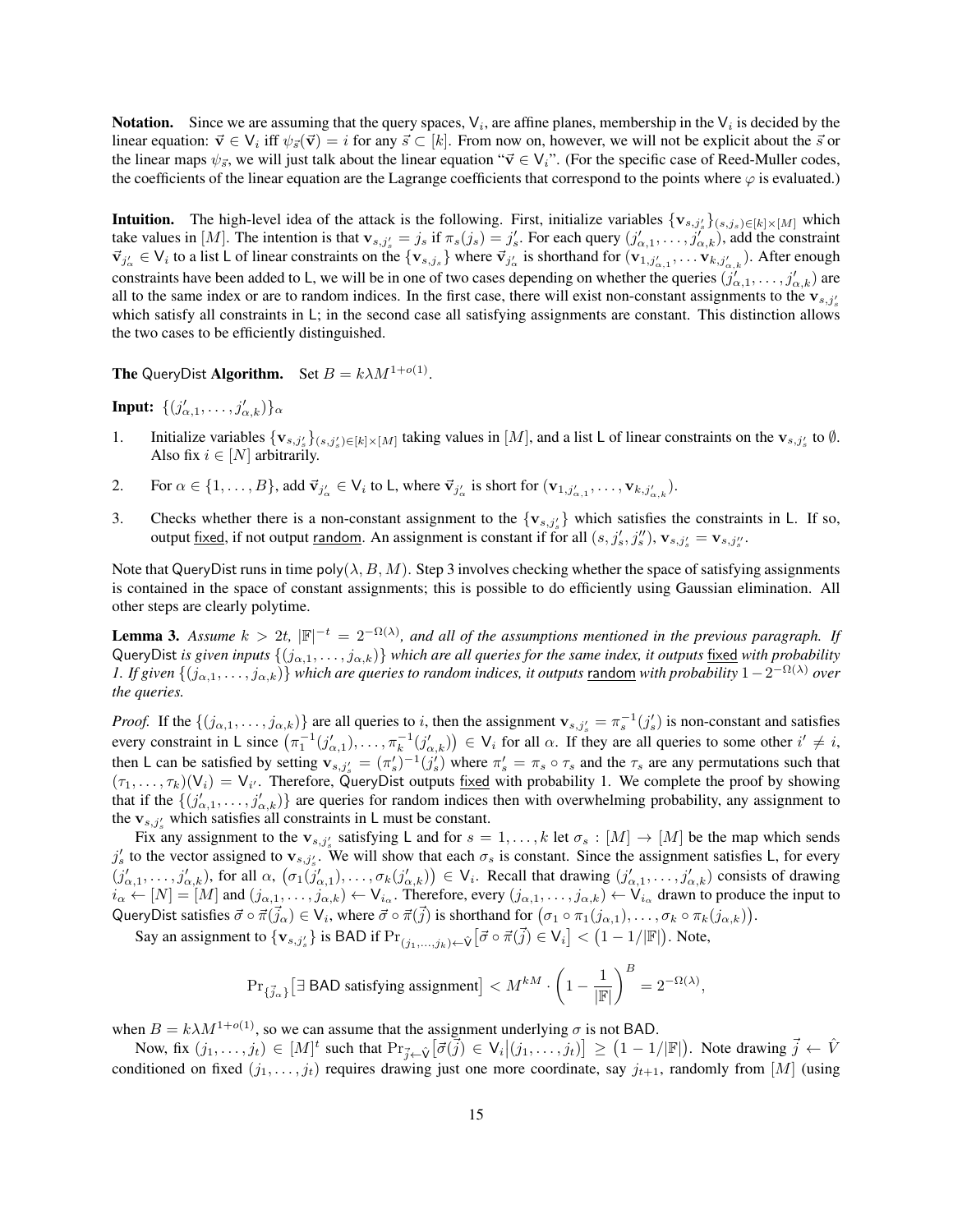**Notation.** Since we are assuming that the query spaces, $\mathsf{V}_i$, are affine planes, membership in the $\mathsf{V}_i$ is decided by the linear equation: $\vec{\mathbf{v}} \in \mathsf{V}_i$ iff $\psi_{\vec{s}}(\vec{\mathbf{v}}) = i$ for any $\vec{s} \subset [k]$. From now on, however, we will not be explicit about the $\vec{s}$ or the linear maps $\psi_{\vec{s}}$, we will just talk about the linear equation "$\vec{\mathbf{v}} \in \mathsf{V}_i$". (For the specific case of Reed-Muller codes, the coefficients of the linear equation are the Lagrange coefficients that correspond to the points where $\varphi$ is evaluated.)

**Intuition.** The high-level idea of the attack is the following. First, initialize variables $\{\mathbf{v}_{s,j'_s}\}_{(s,j_s)\in[k]\times[M]}$ which take values in $[M]$. The intention is that $\mathbf{v}_{s,j'_s} = j_s$ if $\pi_s(j_s) = j'_s$. For each query $(j'_{\alpha,1}, \ldots, j'_{\alpha,k})$, add the constraint $\vec{\mathbf{v}}_{j'_\alpha} \in \mathsf{V}_i$ to a list $\mathsf{L}$ of linear constraints on the $\{\mathbf{v}_{s,j_s}\}$ where $\vec{\mathbf{v}}_{j'_\alpha}$ is shorthand for $(\mathbf{v}_{1,j'_{\alpha,1}}, \ldots \mathbf{v}_{k,j'_{\alpha,k}})$. After enough constraints have been added to $\mathsf{L}$, we will be in one of two cases depending on whether the queries $(j'_{\alpha,1}, \ldots, j'_{\alpha,k})$ are all to the same index or are to random indices. In the first case, there will exist non-constant assignments to the $\mathbf{v}_{s,j'_s}$ which satisfy all constraints in $\mathsf{L}$; in the second case all satisfying assignments are constant. This distinction allows the two cases to be efficiently distinguished.

**The** $\mathsf{QueryDist}$ **Algorithm.** Set $B = k\lambda M^{1+o(1)}$.

**Input:** $\{(j'_{\alpha,1}, \ldots, j'_{\alpha,k})\}_\alpha$

1. Initialize variables $\{\mathbf{v}_{s,j'_s}\}_{(s,j'_s)\in[k]\times[M]}$ taking values in $[M]$, and a list $\mathsf{L}$ of linear constraints on the $\mathbf{v}_{s,j'_s}$ to $\emptyset$. Also fix $i \in [N]$ arbitrarily.
2. For $\alpha \in \{1, \ldots, B\}$, add $\vec{\mathbf{v}}_{j'_\alpha} \in \mathsf{V}_i$ to $\mathsf{L}$, where $\vec{\mathbf{v}}_{j'_\alpha}$ is short for $(\mathbf{v}_{1,j'_{\alpha,1}}, \ldots, \mathbf{v}_{k,j'_{\alpha,k}})$.
3. Checks whether there is a non-constant assignment to the $\{\mathbf{v}_{s,j'_s}\}$ which satisfies the constraints in $\mathsf{L}$. If so, output <u>fixed</u>, if not output <u>random</u>. An assignment is constant if for all $(s, j'_s, j''_s)$, $\mathbf{v}_{s,j'_s} = \mathbf{v}_{s,j''_s}$.

Note that $\mathsf{QueryDist}$ runs in time $\mathrm{poly}(\lambda, B, M)$. Step 3 involves checking whether the space of satisfying assignments is contained in the space of constant assignments; this is possible to do efficiently using Gaussian elimination. All other steps are clearly polytime.

**Lemma 3.** *Assume $k > 2t$, $|\mathbb{F}|^{-t} = 2^{-\Omega(\lambda)}$, and all of the assumptions mentioned in the previous paragraph. If* $\mathsf{QueryDist}$ *is given inputs $\{(j_{\alpha,1}, \ldots, j_{\alpha,k})\}$ which are all queries for the same index, it outputs* <u>fixed</u> *with probability 1. If given $\{(j_{\alpha,1}, \ldots, j_{\alpha,k})\}$ which are queries to random indices, it outputs* <u>random</u> *with probability $1 - 2^{-\Omega(\lambda)}$ over the queries.*

*Proof.* If the $\{(j_{\alpha,1}, \ldots, j_{\alpha,k})\}$ are all queries to $i$, then the assignment $\mathbf{v}_{s,j'_s} = \pi_s^{-1}(j'_s)$ is non-constant and satisfies every constraint in $\mathsf{L}$ since $\big(\pi_1^{-1}(j'_{\alpha,1}), \ldots, \pi_k^{-1}(j'_{\alpha,k})\big) \in \mathsf{V}_i$ for all $\alpha$. If they are all queries to some other $i' \neq i$, then $\mathsf{L}$ can be satisfied by setting $\mathbf{v}_{s,j'_s} = (\pi'_s)^{-1}(j'_s)$ where $\pi'_s = \pi_s \circ \tau_s$ and the $\tau_s$ are any permutations such that $(\tau_1, \ldots, \tau_k)(\mathsf{V}_i) = \mathsf{V}_{i'}$. Therefore, $\mathsf{QueryDist}$ outputs <u>fixed</u> with probability 1. We complete the proof by showing that if the $\{(j'_{\alpha,1}, \ldots, j'_{\alpha,k})\}$ are queries for random indices then with overwhelming probability, any assignment to the $\mathbf{v}_{s,j'_s}$ which satisfies all constraints in $\mathsf{L}$ must be constant.

Fix any assignment to the $\mathbf{v}_{s,j'_s}$ satisfying $\mathsf{L}$ and for $s = 1, \ldots, k$ let $\sigma_s : [M] \to [M]$ be the map which sends $j'_s$ to the vector assigned to $\mathbf{v}_{s,j'_s}$. We will show that each $\sigma_s$ is constant. Since the assignment satisfies $\mathsf{L}$, for every $(j'_{\alpha,1}, \ldots, j'_{\alpha,k})$, for all $\alpha$, $\big(\sigma_1(j'_{\alpha,1}), \ldots, \sigma_k(j'_{\alpha,k})\big) \in \mathsf{V}_i$. Recall that drawing $(j'_{\alpha,1}, \ldots, j'_{\alpha,k})$ consists of drawing $i_\alpha \leftarrow [N] = [M]$ and $(j_{\alpha,1}, \ldots, j_{\alpha,k}) \leftarrow \mathsf{V}_{i_\alpha}$. Therefore, every $(j_{\alpha,1}, \ldots, j_{\alpha,k}) \leftarrow \mathsf{V}_{i_\alpha}$ drawn to produce the input to $\mathsf{QueryDist}$ satisfies $\vec{\sigma} \circ \vec{\pi}(\vec{j}_\alpha) \in \mathsf{V}_i$, where $\vec{\sigma} \circ \vec{\pi}(\vec{j})$ is shorthand for $\big(\sigma_1 \circ \pi_1(j_{\alpha,1}), \ldots, \sigma_k \circ \pi_k(j_{\alpha,k})\big)$.

Say an assignment to $\{\mathbf{v}_{s,j'_s}\}$ is $\mathsf{BAD}$ if $\Pr_{(j_1,\ldots,j_k)\leftarrow\hat{\mathsf{V}}}\big[\vec{\sigma} \circ \vec{\pi}(\vec{j}) \in \mathsf{V}_i\big] < \big(1 - 1/|\mathbb{F}|\big)$. Note,

$$\Pr_{\{\vec{j}_\alpha\}}\big[\exists\ \mathsf{BAD}\text{ satisfying assignment}\big] < M^{kM} \cdot \left(1 - \frac{1}{|\mathbb{F}|}\right)^B = 2^{-\Omega(\lambda)},$$

when $B = k\lambda M^{1+o(1)}$, so we can assume that the assignment underlying $\sigma$ is not $\mathsf{BAD}$.

Now, fix $(j_1, \ldots, j_t) \in [M]^t$ such that $\Pr_{\vec{j}\leftarrow\hat{\mathsf{V}}}\big[\vec{\sigma}(\vec{j}) \in \mathsf{V}_i \big| (j_1, \ldots, j_t)\big] \geq \big(1 - 1/|\mathbb{F}|\big)$. Note drawing $\vec{j} \leftarrow \hat{V}$ conditioned on fixed $(j_1, \ldots, j_t)$ requires drawing just one more coordinate, say $j_{t+1}$, randomly from $[M]$ (using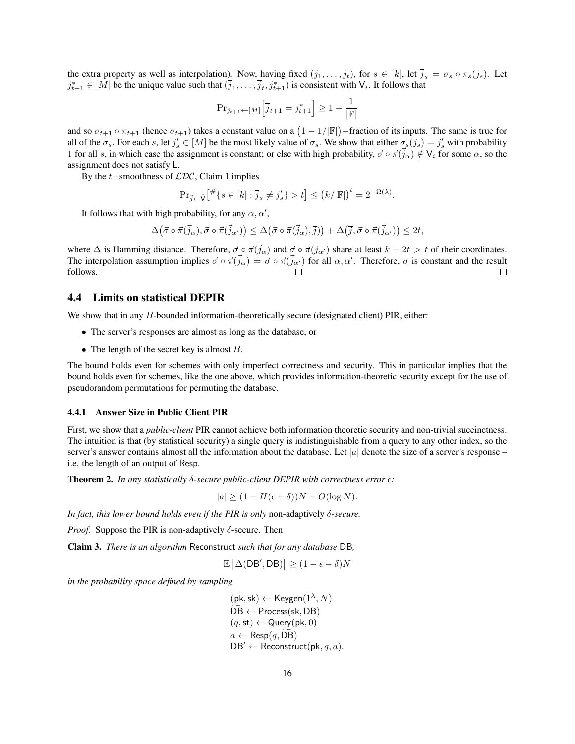the extra property as well as interpolation). Now, having fixed $(j_1, \ldots, j_t)$, for $s \in [k]$, let $\overline{j}_s = \sigma_s \circ \pi_s(j_s)$. Let $j^*_{t+1} \in [M]$ be the unique value such that $(\overline{j}_1, \ldots, \overline{j}_t, j^*_{t+1})$ is consistent with $\mathsf{V}_i$. It follows that

$$\Pr_{j_{t+1} \leftarrow [M]}\Big[\overline{j}_{t+1} = j^*_{t+1}\Big] \geq 1 - \frac{1}{|\mathbb{F}|}$$

and so $\sigma_{t+1} \circ \pi_{t+1}$ (hence $\sigma_{t+1}$) takes a constant value on a $\big(1 - 1/|\mathbb{F}|\big)$−fraction of its inputs. The same is true for all of the $\sigma_s$. For each $s$, let $j'_s \in [M]$ be the most likely value of $\sigma_s$. We show that either $\sigma_s(j_s) = j'_s$ with probability 1 for all $s$, in which case the assignment is constant; or else with high probability, $\vec{\sigma} \circ \vec{\pi}(\vec{j}_\alpha) \notin \mathsf{V}_i$ for some $\alpha$, so the assignment does not satisfy $\mathsf{L}$.

By the $t$−smoothness of $\mathcal{LDC}$, Claim 1 implies

$$\Pr_{\vec{j} \leftarrow \hat{\mathsf{V}}}\big[\#\{s \in [k] : \overline{j}_s \neq j'_s\} > t\big] \leq \big(k/|\mathbb{F}|\big)^t = 2^{-\Omega(\lambda)}.$$

It follows that with high probability, for any $\alpha, \alpha'$,

$$\Delta\big(\vec{\sigma} \circ \vec{\pi}(\vec{j}_\alpha), \vec{\sigma} \circ \vec{\pi}(\vec{j}_{\alpha'})\big) \leq \Delta\big(\vec{\sigma} \circ \vec{\pi}(\vec{j}_\alpha), \overline{j}\big)\big) + \Delta\big(\overline{j}, \vec{\sigma} \circ \vec{\pi}(\vec{j}_{\alpha'})\big) \leq 2t,$$

where $\Delta$ is Hamming distance. Therefore, $\vec{\sigma} \circ \vec{\pi}(\vec{j}_\alpha)$ and $\vec{\sigma} \circ \vec{\pi}(j_{\alpha'})$ share at least $k - 2t > t$ of their coordinates. The interpolation assumption implies $\vec{\sigma} \circ \vec{\pi}(\vec{j}_\alpha) = \vec{\sigma} \circ \vec{\pi}(\vec{j}_{\alpha'})$ for all $\alpha, \alpha'$. Therefore, $\sigma$ is constant and the result follows. □ □

## 4.4 Limits on statistical DEPIR

We show that in any $B$-bounded information-theoretically secure (designated client) PIR, either:

- The server's responses are almost as long as the database, or
- The length of the secret key is almost $B$.

The bound holds even for schemes with only imperfect correctness and security. This in particular implies that the bound holds even for schemes, like the one above, which provides information-theoretic security except for the use of pseudorandom permutations for permuting the database.

### 4.4.1 Answer Size in Public Client PIR

First, we show that a *public-client* PIR cannot achieve both information theoretic security and non-trivial succinctness. The intuition is that (by statistical security) a single query is indistinguishable from a query to any other index, so the server's answer contains almost all the information about the database. Let $|a|$ denote the size of a server's response – i.e. the length of an output of $\mathsf{Resp}$.

**Theorem 2.** *In any statistically $\delta$-secure public-client DEPIR with correctness error $\epsilon$:*

$$|a| \geq (1 - H(\epsilon + \delta))N - O(\log N).$$

*In fact, this lower bound holds even if the PIR is only* non-adaptively *$\delta$-secure.*

*Proof.* Suppose the PIR is non-adaptively $\delta$-secure. Then

**Claim 3.** *There is an algorithm* $\mathsf{Reconstruct}$ *such that for any database* $\mathsf{DB}$*,*

$$\mathbb{E}\left[\Delta(\mathsf{DB}', \mathsf{DB})\right] \geq (1 - \epsilon - \delta)N$$

*in the probability space defined by sampling*

$$\begin{aligned}
&(\mathsf{pk}, \mathsf{sk}) \leftarrow \mathsf{Keygen}(1^\lambda, N)\\
&\widetilde{\mathsf{DB}} \leftarrow \mathsf{Process}(\mathsf{sk}, \mathsf{DB})\\
&(q, \mathsf{st}) \leftarrow \mathsf{Query}(\mathsf{pk}, 0)\\
&a \leftarrow \mathsf{Resp}(q, \widetilde{\mathsf{DB}})\\
&\mathsf{DB}' \leftarrow \mathsf{Reconstruct}(\mathsf{pk}, q, a).
\end{aligned}$$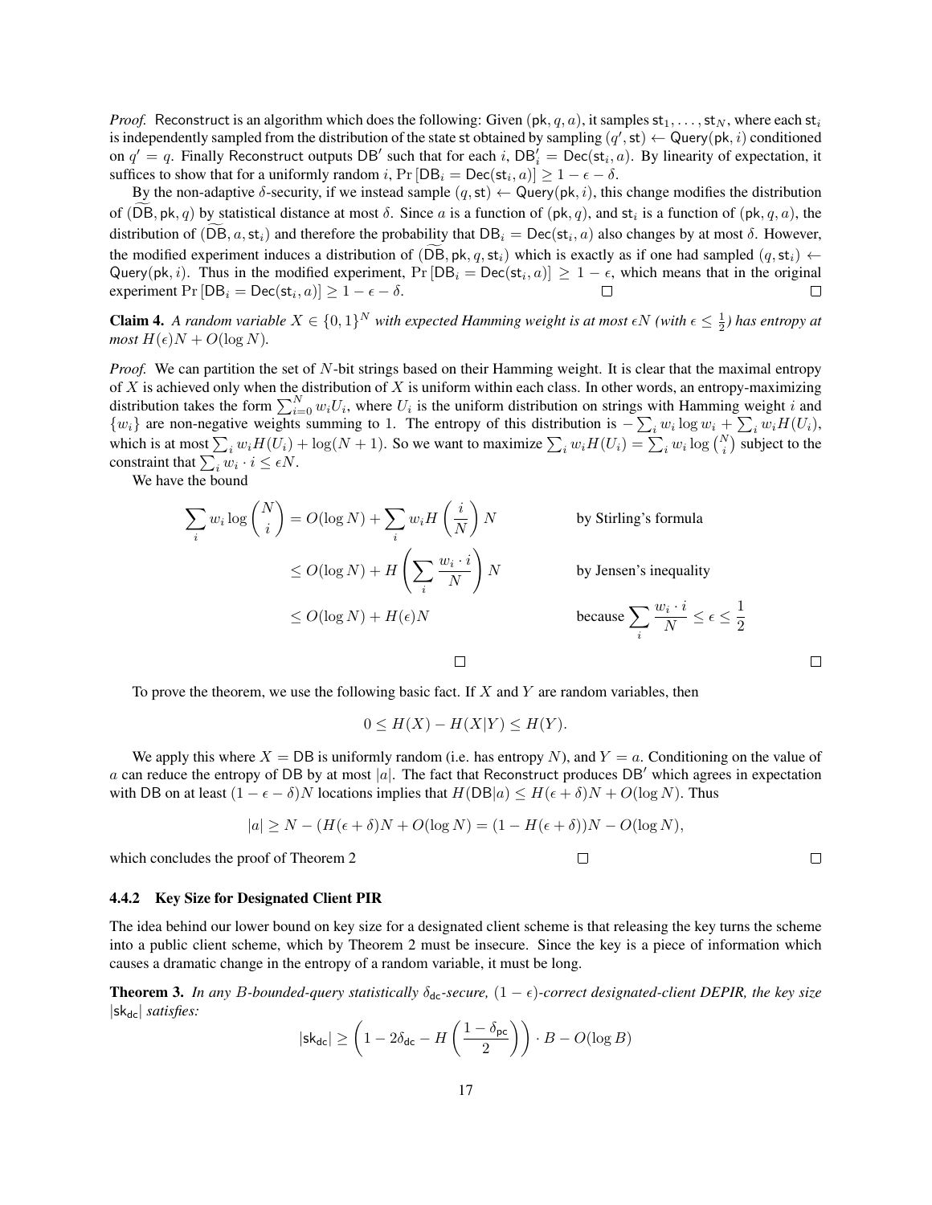*Proof.* Reconstruct is an algorithm which does the following: Given $(\mathsf{pk}, q, a)$, it samples $\mathsf{st}_1, \ldots, \mathsf{st}_N$, where each $\mathsf{st}_i$ is independently sampled from the distribution of the state st obtained by sampling $(q', \mathsf{st}) \leftarrow \mathsf{Query}(\mathsf{pk}, i)$ conditioned on $q' = q$. Finally Reconstruct outputs $\mathsf{DB}'$ such that for each $i$, $\mathsf{DB}'_i = \mathsf{Dec}(\mathsf{st}_i, a)$. By linearity of expectation, it suffices to show that for a uniformly random $i$, $\Pr[\mathsf{DB}_i = \mathsf{Dec}(\mathsf{st}_i, a)] \geq 1 - \epsilon - \delta$.

By the non-adaptive $\delta$-security, if we instead sample $(q, \mathsf{st}) \leftarrow \mathsf{Query}(\mathsf{pk}, i)$, this change modifies the distribution of $(\widetilde{\mathsf{DB}}, \mathsf{pk}, q)$ by statistical distance at most $\delta$. Since $a$ is a function of $(\mathsf{pk}, q)$, and $\mathsf{st}_i$ is a function of $(\mathsf{pk}, q, a)$, the distribution of $(\widetilde{\mathsf{DB}}, a, \mathsf{st}_i)$ and therefore the probability that $\mathsf{DB}_i = \mathsf{Dec}(\mathsf{st}_i, a)$ also changes by at most $\delta$. However, the modified experiment induces a distribution of $(\widetilde{\mathsf{DB}}, \mathsf{pk}, q, \mathsf{st}_i)$ which is exactly as if one had sampled $(q, \mathsf{st}_i) \leftarrow \mathsf{Query}(\mathsf{pk}, i)$. Thus in the modified experiment, $\Pr[\mathsf{DB}_i = \mathsf{Dec}(\mathsf{st}_i, a)] \geq 1 - \epsilon$, which means that in the original experiment $\Pr[\mathsf{DB}_i = \mathsf{Dec}(\mathsf{st}_i, a)] \geq 1 - \epsilon - \delta$. □ □

**Claim 4.** *A random variable $X \in \{0,1\}^N$ with expected Hamming weight is at most $\epsilon N$ (with $\epsilon \leq \frac{1}{2}$) has entropy at most $H(\epsilon)N + O(\log N)$.*

*Proof.* We can partition the set of $N$-bit strings based on their Hamming weight. It is clear that the maximal entropy of $X$ is achieved only when the distribution of $X$ is uniform within each class. In other words, an entropy-maximizing distribution takes the form $\sum_{i=0}^{N} w_i U_i$, where $U_i$ is the uniform distribution on strings with Hamming weight $i$ and $\{w_i\}$ are non-negative weights summing to 1. The entropy of this distribution is $-\sum_i w_i \log w_i + \sum_i w_i H(U_i)$, which is at most $\sum_i w_i H(U_i) + \log(N+1)$. So we want to maximize $\sum_i w_i H(U_i) = \sum_i w_i \log\binom{N}{i}$ subject to the constraint that $\sum_i w_i \cdot i \leq \epsilon N$.

We have the bound

$$
\begin{aligned}
\sum_i w_i \log\binom{N}{i} &= O(\log N) + \sum_i w_i H\left(\frac{i}{N}\right) N && \text{by Stirling's formula} \\
&\leq O(\log N) + H\left(\sum_i \frac{w_i \cdot i}{N}\right) N && \text{by Jensen's inequality} \\
&\leq O(\log N) + H(\epsilon) N && \text{because } \sum_i \frac{w_i \cdot i}{N} \leq \epsilon \leq \frac{1}{2}
\end{aligned}
$$

□ □

To prove the theorem, we use the following basic fact. If $X$ and $Y$ are random variables, then

$$0 \leq H(X) - H(X|Y) \leq H(Y).$$

We apply this where $X = \mathsf{DB}$ is uniformly random (i.e. has entropy $N$), and $Y = a$. Conditioning on the value of $a$ can reduce the entropy of DB by at most $|a|$. The fact that Reconstruct produces $\mathsf{DB}'$ which agrees in expectation with DB on at least $(1 - \epsilon - \delta)N$ locations implies that $H(\mathsf{DB}|a) \leq H(\epsilon + \delta)N + O(\log N)$. Thus

$$|a| \geq N - (H(\epsilon + \delta)N + O(\log N)) = (1 - H(\epsilon + \delta))N - O(\log N),$$

which concludes the proof of Theorem 2 □ □

### 4.4.2 Key Size for Designated Client PIR

The idea behind our lower bound on key size for a designated client scheme is that releasing the key turns the scheme into a public client scheme, which by Theorem 2 must be insecure. Since the key is a piece of information which causes a dramatic change in the entropy of a random variable, it must be long.

**Theorem 3.** *In any $B$-bounded-query statistically $\delta_{\mathsf{dc}}$-secure, $(1-\epsilon)$-correct designated-client DEPIR, the key size $|\mathsf{sk}_{\mathsf{dc}}|$ satisfies:*

$$|\mathsf{sk}_{\mathsf{dc}}| \geq \left(1 - 2\delta_{\mathsf{dc}} - H\left(\frac{1 - \delta_{\mathsf{pc}}}{2}\right)\right) \cdot B - O(\log B)$$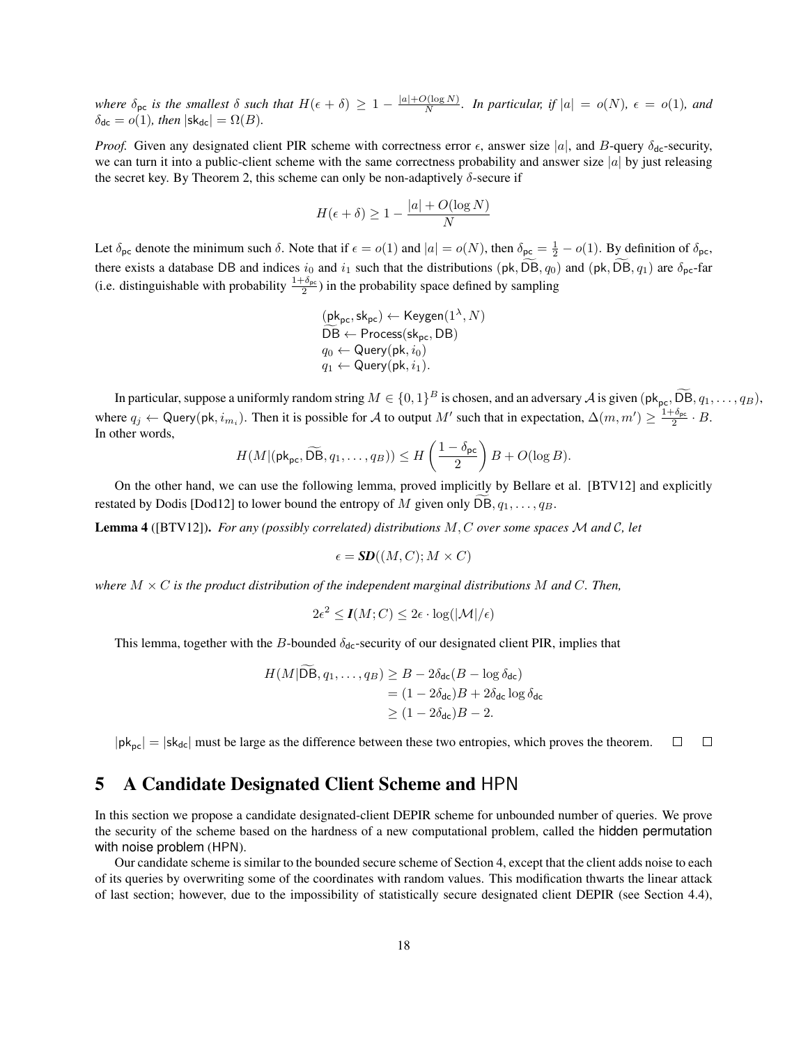*where $\delta_{\mathsf{pc}}$ is the smallest $\delta$ such that $H(\epsilon+\delta) \geq 1 - \frac{|a|+O(\log N)}{N}$. In particular, if $|a| = o(N)$, $\epsilon = o(1)$, and $\delta_{\mathsf{dc}} = o(1)$, then $|\mathsf{sk}_{\mathsf{dc}}| = \Omega(B)$.*

*Proof.* Given any designated client PIR scheme with correctness error $\epsilon$, answer size $|a|$, and $B$-query $\delta_{\mathsf{dc}}$-security, we can turn it into a public-client scheme with the same correctness probability and answer size $|a|$ by just releasing the secret key. By Theorem 2, this scheme can only be non-adaptively $\delta$-secure if

$$H(\epsilon+\delta) \geq 1 - \frac{|a| + O(\log N)}{N}$$

Let $\delta_{\mathsf{pc}}$ denote the minimum such $\delta$. Note that if $\epsilon = o(1)$ and $|a| = o(N)$, then $\delta_{\mathsf{pc}} = \frac{1}{2} - o(1)$. By definition of $\delta_{\mathsf{pc}}$, there exists a database $\mathsf{DB}$ and indices $i_0$ and $i_1$ such that the distributions $(\mathsf{pk}, \widetilde{\mathsf{DB}}, q_0)$ and $(\mathsf{pk}, \widetilde{\mathsf{DB}}, q_1)$ are $\delta_{\mathsf{pc}}$-far (i.e. distinguishable with probability $\frac{1+\delta_{\mathsf{pc}}}{2}$) in the probability space defined by sampling

$$\begin{aligned}
&(\mathsf{pk}_{\mathsf{pc}}, \mathsf{sk}_{\mathsf{pc}}) \leftarrow \mathsf{Keygen}(1^\lambda, N)\\
&\widetilde{\mathsf{DB}} \leftarrow \mathsf{Process}(\mathsf{sk}_{\mathsf{pc}}, \mathsf{DB})\\
&q_0 \leftarrow \mathsf{Query}(\mathsf{pk}, i_0)\\
&q_1 \leftarrow \mathsf{Query}(\mathsf{pk}, i_1).
\end{aligned}$$

In particular, suppose a uniformly random string $M \in \{0,1\}^B$ is chosen, and an adversary $\mathcal{A}$ is given $(\mathsf{pk}_{\mathsf{pc}}, \widetilde{\mathsf{DB}}, q_1, \ldots, q_B)$, where $q_j \leftarrow \mathsf{Query}(\mathsf{pk}, i_{m_i})$. Then it is possible for $\mathcal{A}$ to output $M'$ such that in expectation, $\Delta(m, m') \geq \frac{1+\delta_{\mathsf{pc}}}{2} \cdot B$. In other words,

$$H(M|(\mathsf{pk}_{\mathsf{pc}}, \widetilde{\mathsf{DB}}, q_1, \ldots, q_B)) \leq H\left(\frac{1-\delta_{\mathsf{pc}}}{2}\right) B + O(\log B).$$

On the other hand, we can use the following lemma, proved implicitly by Bellare et al. [BTV12] and explicitly restated by Dodis [Dod12] to lower bound the entropy of $M$ given only $\widetilde{\mathsf{DB}}, q_1, \ldots, q_B$.

**Lemma 4** ([BTV12])**.** *For any (possibly correlated) distributions $M, C$ over some spaces $\mathcal{M}$ and $\mathcal{C}$, let*

$$\epsilon = \boldsymbol{SD}((M, C); M \times C)$$

*where $M \times C$ is the product distribution of the independent marginal distributions $M$ and $C$. Then,*

$$2\epsilon^2 \leq \boldsymbol{I}(M; C) \leq 2\epsilon \cdot \log(|\mathcal{M}|/\epsilon)$$

This lemma, together with the $B$-bounded $\delta_{\mathsf{dc}}$-security of our designated client PIR, implies that

$$\begin{aligned}
H(M|\widetilde{\mathsf{DB}}, q_1, \ldots, q_B) &\geq B - 2\delta_{\mathsf{dc}}(B - \log \delta_{\mathsf{dc}})\\
&= (1 - 2\delta_{\mathsf{dc}})B + 2\delta_{\mathsf{dc}} \log \delta_{\mathsf{dc}}\\
&\geq (1 - 2\delta_{\mathsf{dc}})B - 2.
\end{aligned}$$

$|\mathsf{pk}_{\mathsf{pc}}| = |\mathsf{sk}_{\mathsf{dc}}|$ must be large as the difference between these two entropies, which proves the theorem. □ □

# 5 A Candidate Designated Client Scheme and HPN

In this section we propose a candidate designated-client DEPIR scheme for unbounded number of queries. We prove the security of the scheme based on the hardness of a new computational problem, called the hidden permutation with noise problem (HPN).

Our candidate scheme is similar to the bounded secure scheme of Section 4, except that the client adds noise to each of its queries by overwriting some of the coordinates with random values. This modification thwarts the linear attack of last section; however, due to the impossibility of statistically secure designated client DEPIR (see Section 4.4),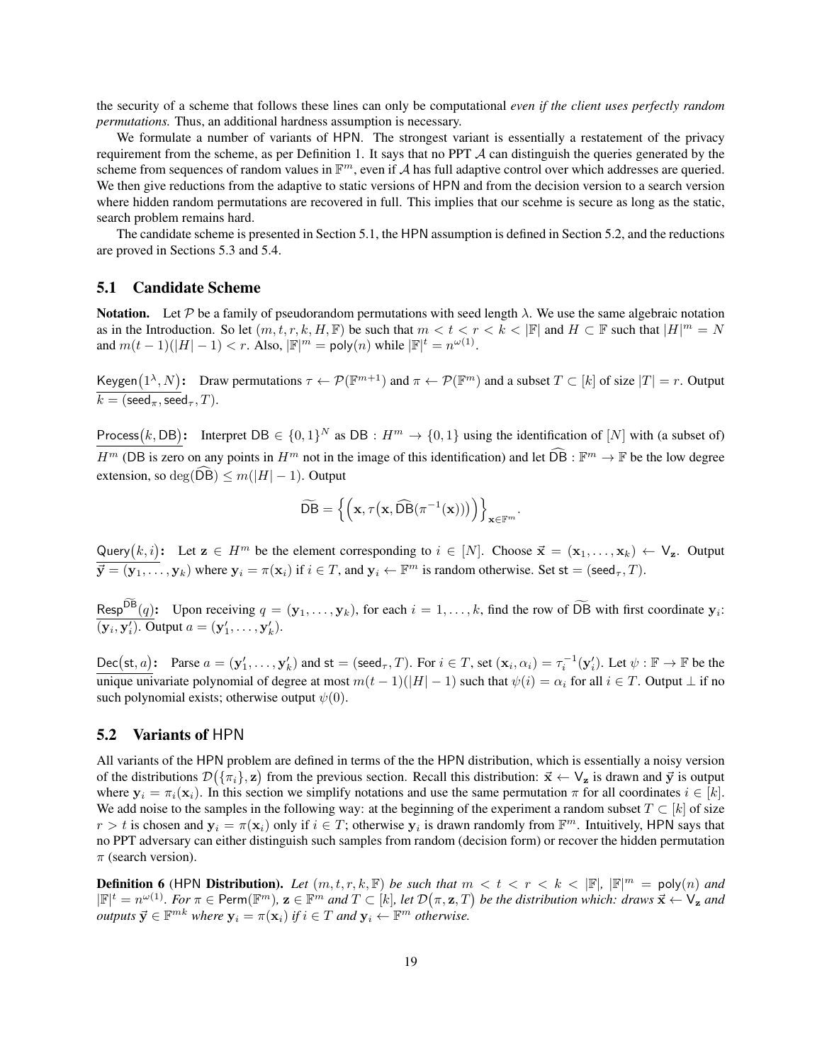the security of a scheme that follows these lines can only be computational *even if the client uses perfectly random permutations.* Thus, an additional hardness assumption is necessary.

We formulate a number of variants of HPN. The strongest variant is essentially a restatement of the privacy requirement from the scheme, as per Definition 1. It says that no PPT $\mathcal{A}$ can distinguish the queries generated by the scheme from sequences of random values in $\mathbb{F}^m$, even if $\mathcal{A}$ has full adaptive control over which addresses are queried. We then give reductions from the adaptive to static versions of HPN and from the decision version to a search version where hidden random permutations are recovered in full. This implies that our scehme is secure as long as the static, search problem remains hard.

The candidate scheme is presented in Section 5.1, the HPN assumption is defined in Section 5.2, and the reductions are proved in Sections 5.3 and 5.4.

## 5.1 Candidate Scheme

**Notation.** Let $\mathcal{P}$ be a family of pseudorandom permutations with seed length $\lambda$. We use the same algebraic notation as in the Introduction. So let $(m, t, r, k, H, \mathbb{F})$ be such that $m < t < r < k < |\mathbb{F}|$ and $H \subset \mathbb{F}$ such that $|H|^m = N$ and $m(t-1)(|H|-1) < r$. Also, $|\mathbb{F}|^m = \mathsf{poly}(n)$ while $|\mathbb{F}|^t = n^{\omega(1)}$.

$\underline{\mathsf{Keygen}(1^\lambda, N)}$: Draw permutations $\tau \leftarrow \mathcal{P}(\mathbb{F}^{m+1})$ and $\pi \leftarrow \mathcal{P}(\mathbb{F}^m)$ and a subset $T \subset [k]$ of size $|T| = r$. Output $k = (\mathsf{seed}_\pi, \mathsf{seed}_\tau, T)$.

$\underline{\mathsf{Process}(k, \mathsf{DB})}$: Interpret $\mathsf{DB} \in \{0,1\}^N$ as $\mathsf{DB} : H^m \to \{0,1\}$ using the identification of $[N]$ with (a subset of) $H^m$ (DB is zero on any points in $H^m$ not in the image of this identification) and let $\widehat{\mathsf{DB}} : \mathbb{F}^m \to \mathbb{F}$ be the low degree extension, so $\deg(\widehat{\mathsf{DB}}) \le m(|H|-1)$. Output

$$\widetilde{\mathsf{DB}} = \Big\{ \Big( \mathbf{x}, \tau\big(\mathbf{x}, \widehat{\mathsf{DB}}(\pi^{-1}(\mathbf{x}))\big) \Big) \Big\}_{\mathbf{x} \in \mathbb{F}^m}.$$

$\underline{\mathsf{Query}(k, i)}$: Let $\mathbf{z} \in H^m$ be the element corresponding to $i \in [N]$. Choose $\vec{\mathbf{x}} = (\mathbf{x}_1, \ldots, \mathbf{x}_k) \leftarrow \mathsf{V}_{\mathbf{z}}$. Output $\vec{\mathbf{y}} = (\mathbf{y}_1, \ldots, \mathbf{y}_k)$ where $\mathbf{y}_i = \pi(\mathbf{x}_i)$ if $i \in T$, and $\mathbf{y}_i \leftarrow \mathbb{F}^m$ is random otherwise. Set $\mathsf{st} = (\mathsf{seed}_\tau, T)$.

$\underline{\mathsf{Resp}^{\widetilde{\mathsf{DB}}}(q)}$: Upon receiving $q = (\mathbf{y}_1, \ldots, \mathbf{y}_k)$, for each $i = 1, \ldots, k$, find the row of $\widetilde{\mathsf{DB}}$ with first coordinate $\mathbf{y}_i$: $(\mathbf{y}_i, \mathbf{y}'_i)$. Output $a = (\mathbf{y}'_1, \ldots, \mathbf{y}'_k)$.

$\underline{\mathsf{Dec}(\mathsf{st}, a)}$: Parse $a = (\mathbf{y}'_1, \ldots, \mathbf{y}'_k)$ and $\mathsf{st} = (\mathsf{seed}_\tau, T)$. For $i \in T$, set $(\mathbf{x}_i, \alpha_i) = \tau_i^{-1}(\mathbf{y}'_i)$. Let $\psi : \mathbb{F} \to \mathbb{F}$ be the unique univariate polynomial of degree at most $m(t-1)(|H|-1)$ such that $\psi(i) = \alpha_i$ for all $i \in T$. Output $\perp$ if no such polynomial exists; otherwise output $\psi(0)$.

## 5.2 Variants of HPN

All variants of the HPN problem are defined in terms of the the HPN distribution, which is essentially a noisy version of the distributions $\mathcal{D}\big(\{\pi_i\}, \mathbf{z}\big)$ from the previous section. Recall this distribution: $\vec{\mathbf{x}} \leftarrow \mathsf{V}_{\mathbf{z}}$ is drawn and $\vec{\mathbf{y}}$ is output where $\mathbf{y}_i = \pi_i(\mathbf{x}_i)$. In this section we simplify notations and use the same permutation $\pi$ for all coordinates $i \in [k]$. We add noise to the samples in the following way: at the beginning of the experiment a random subset $T \subset [k]$ of size $r > t$ is chosen and $\mathbf{y}_i = \pi(\mathbf{x}_i)$ only if $i \in T$; otherwise $\mathbf{y}_i$ is drawn randomly from $\mathbb{F}^m$. Intuitively, HPN says that no PPT adversary can either distinguish such samples from random (decision form) or recover the hidden permutation $\pi$ (search version).

**Definition 6** (HPN **Distribution**). *Let $(m, t, r, k, \mathbb{F})$ be such that $m < t < r < k < |\mathbb{F}|$, $|\mathbb{F}|^m = \mathsf{poly}(n)$ and $|\mathbb{F}|^t = n^{\omega(1)}$. For $\pi \in \mathsf{Perm}(\mathbb{F}^m)$, $\mathbf{z} \in \mathbb{F}^m$ and $T \subset [k]$, let $\mathcal{D}\big(\pi, \mathbf{z}, T\big)$ be the distribution which: draws $\vec{\mathbf{x}} \leftarrow \mathsf{V}_{\mathbf{z}}$ and outputs $\vec{\mathbf{y}} \in \mathbb{F}^{mk}$ where $\mathbf{y}_i = \pi(\mathbf{x}_i)$ if $i \in T$ and $\mathbf{y}_i \leftarrow \mathbb{F}^m$ otherwise.*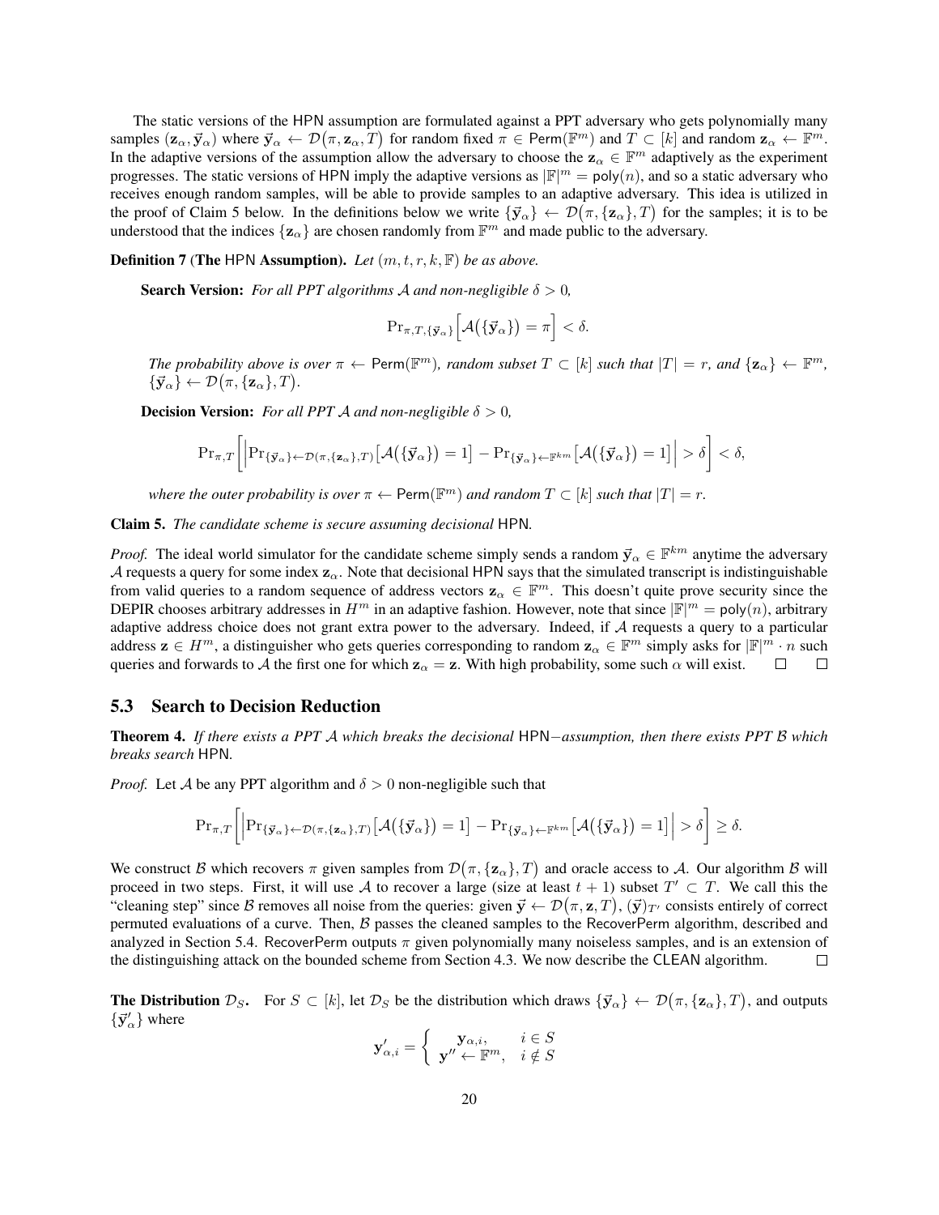The static versions of the HPN assumption are formulated against a PPT adversary who gets polynomially many samples $(\mathbf{z}_\alpha, \vec{\mathbf{y}}_\alpha)$ where $\vec{\mathbf{y}}_\alpha \leftarrow \mathcal{D}\big(\pi, \mathbf{z}_\alpha, T\big)$ for random fixed $\pi \in \mathsf{Perm}(\mathbb{F}^m)$ and $T \subset [k]$ and random $\mathbf{z}_\alpha \leftarrow \mathbb{F}^m$. In the adaptive versions of the assumption allow the adversary to choose the $\mathbf{z}_\alpha \in \mathbb{F}^m$ adaptively as the experiment progresses. The static versions of HPN imply the adaptive versions as $|\mathbb{F}|^m = \mathsf{poly}(n)$, and so a static adversary who receives enough random samples, will be able to provide samples to an adaptive adversary. This idea is utilized in the proof of Claim 5 below. In the definitions below we write $\{\vec{\mathbf{y}}_\alpha\} \leftarrow \mathcal{D}\big(\pi, \{\mathbf{z}_\alpha\}, T\big)$ for the samples; it is to be understood that the indices $\{\mathbf{z}_\alpha\}$ are chosen randomly from $\mathbb{F}^m$ and made public to the adversary.

**Definition 7 (The HPN Assumption).** *Let $(m, t, r, k, \mathbb{F})$ be as above.*

**Search Version:** *For all PPT algorithms $\mathcal{A}$ and non-negligible $\delta > 0$,*

$$\Pr_{\pi, T, \{\vec{\mathbf{y}}_\alpha\}}\Big[\mathcal{A}\big(\{\vec{\mathbf{y}}_\alpha\}\big) = \pi\Big] < \delta.$$

*The probability above is over $\pi \leftarrow \mathsf{Perm}(\mathbb{F}^m)$, random subset $T \subset [k]$ such that $|T| = r$, and $\{\mathbf{z}_\alpha\} \leftarrow \mathbb{F}^m$, $\{\vec{\mathbf{y}}_\alpha\} \leftarrow \mathcal{D}\big(\pi, \{\mathbf{z}_\alpha\}, T\big)$.*

**Decision Version:** *For all PPT $\mathcal{A}$ and non-negligible $\delta > 0$,*

$$\Pr_{\pi,T}\bigg[\Big|\Pr_{\{\vec{\mathbf{y}}_\alpha\} \leftarrow \mathcal{D}(\pi, \{\mathbf{z}_\alpha\}, T)}\big[\mathcal{A}\big(\{\vec{\mathbf{y}}_\alpha\}\big) = 1\big] - \Pr_{\{\vec{\mathbf{y}}_\alpha\} \leftarrow \mathbb{F}^{km}}\big[\mathcal{A}\big(\{\vec{\mathbf{y}}_\alpha\}\big) = 1\big]\Big| > \delta\bigg] < \delta,$$

*where the outer probability is over $\pi \leftarrow \mathsf{Perm}(\mathbb{F}^m)$ and random $T \subset [k]$ such that $|T| = r$.*

**Claim 5.** *The candidate scheme is secure assuming decisional HPN.*

*Proof.* The ideal world simulator for the candidate scheme simply sends a random $\vec{\mathbf{y}}_\alpha \in \mathbb{F}^{km}$ anytime the adversary $\mathcal{A}$ requests a query for some index $\mathbf{z}_\alpha$. Note that decisional HPN says that the simulated transcript is indistinguishable from valid queries to a random sequence of address vectors $\mathbf{z}_\alpha \in \mathbb{F}^m$. This doesn't quite prove security since the DEPIR chooses arbitrary addresses in $H^m$ in an adaptive fashion. However, note that since $|\mathbb{F}|^m = \mathsf{poly}(n)$, arbitrary adaptive address choice does not grant extra power to the adversary. Indeed, if $\mathcal{A}$ requests a query to a particular address $\mathbf{z} \in H^m$, a distinguisher who gets queries corresponding to random $\mathbf{z}_\alpha \in \mathbb{F}^m$ simply asks for $|\mathbb{F}|^m \cdot n$ such queries and forwards to $\mathcal{A}$ the first one for which $\mathbf{z}_\alpha = \mathbf{z}$. With high probability, some such $\alpha$ will exist. $\square$ $\square$

## 5.3 Search to Decision Reduction

**Theorem 4.** *If there exists a PPT $\mathcal{A}$ which breaks the decisional HPN−assumption, then there exists PPT $\mathcal{B}$ which breaks search HPN.*

*Proof.* Let $\mathcal{A}$ be any PPT algorithm and $\delta > 0$ non-negligible such that

$$\Pr_{\pi,T}\bigg[\Big|\Pr_{\{\vec{\mathbf{y}}_\alpha\} \leftarrow \mathcal{D}(\pi, \{\mathbf{z}_\alpha\}, T)}\big[\mathcal{A}\big(\{\vec{\mathbf{y}}_\alpha\}\big) = 1\big] - \Pr_{\{\vec{\mathbf{y}}_\alpha\} \leftarrow \mathbb{F}^{km}}\big[\mathcal{A}\big(\{\vec{\mathbf{y}}_\alpha\}\big) = 1\big]\Big| > \delta\bigg] \geq \delta.$$

We construct $\mathcal{B}$ which recovers $\pi$ given samples from $\mathcal{D}\big(\pi, \{\mathbf{z}_\alpha\}, T\big)$ and oracle access to $\mathcal{A}$. Our algorithm $\mathcal{B}$ will proceed in two steps. First, it will use $\mathcal{A}$ to recover a large (size at least $t+1$) subset $T' \subset T$. We call this the "cleaning step" since $\mathcal{B}$ removes all noise from the queries: given $\vec{\mathbf{y}} \leftarrow \mathcal{D}\big(\pi, \mathbf{z}, T\big)$, $(\vec{\mathbf{y}})_{T'}$ consists entirely of correct permuted evaluations of a curve. Then, $\mathcal{B}$ passes the cleaned samples to the RecoverPerm algorithm, described and analyzed in Section 5.4. RecoverPerm outputs $\pi$ given polynomially many noiseless samples, and is an extension of the distinguishing attack on the bounded scheme from Section 4.3. We now describe the CLEAN algorithm. $\square$

**The Distribution $\mathcal{D}_S$.** For $S \subset [k]$, let $\mathcal{D}_S$ be the distribution which draws $\{\vec{\mathbf{y}}_\alpha\} \leftarrow \mathcal{D}\big(\pi, \{\mathbf{z}_\alpha\}, T\big)$, and outputs $\{\vec{\mathbf{y}}'_\alpha\}$ where

$$\mathbf{y}'_{\alpha,i} = \begin{cases} \mathbf{y}_{\alpha,i}, & i \in S \\ \mathbf{y}'' \leftarrow \mathbb{F}^m, & i \notin S \end{cases}$$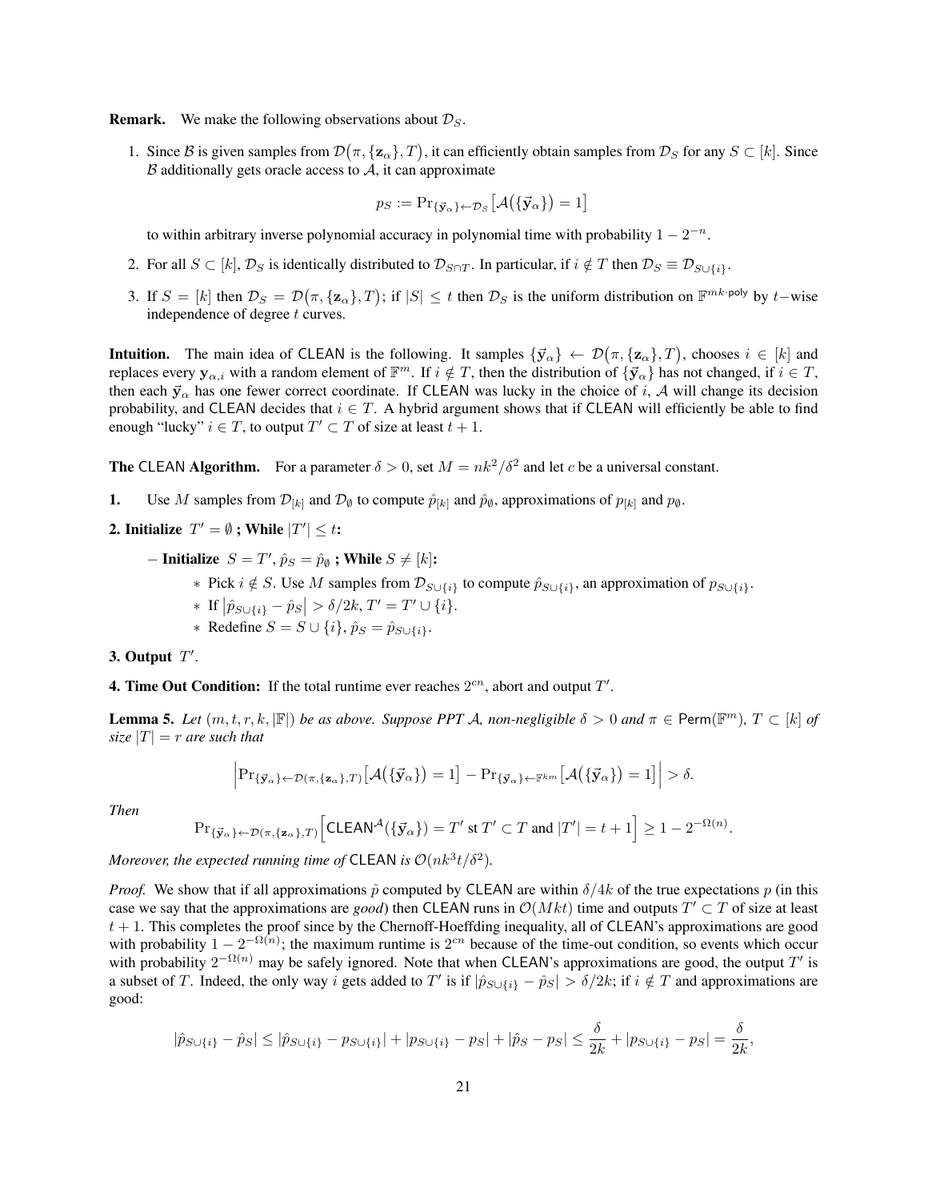**Remark.** We make the following observations about $\mathcal{D}_S$.

1. Since $\mathcal{B}$ is given samples from $\mathcal{D}\big(\pi, \{\mathbf{z}_\alpha\}, T\big)$, it can efficiently obtain samples from $\mathcal{D}_S$ for any $S \subset [k]$. Since $\mathcal{B}$ additionally gets oracle access to $\mathcal{A}$, it can approximate

$$p_S := \Pr_{\{\vec{\mathbf{y}}_\alpha\} \leftarrow \mathcal{D}_S}\big[\mathcal{A}\big(\{\vec{\mathbf{y}}_\alpha\}\big) = 1\big]$$

to within arbitrary inverse polynomial accuracy in polynomial time with probability $1 - 2^{-n}$.

2. For all $S \subset [k]$, $\mathcal{D}_S$ is identically distributed to $\mathcal{D}_{S \cap T}$. In particular, if $i \notin T$ then $\mathcal{D}_S \equiv \mathcal{D}_{S \cup \{i\}}$.

3. If $S = [k]$ then $\mathcal{D}_S = \mathcal{D}\big(\pi, \{\mathbf{z}_\alpha\}, T\big)$; if $|S| \le t$ then $\mathcal{D}_S$ is the uniform distribution on $\mathbb{F}^{mk \cdot \mathsf{poly}}$ by $t-$wise independence of degree $t$ curves.

**Intuition.** The main idea of $\mathsf{CLEAN}$ is the following. It samples $\{\vec{\mathbf{y}}_\alpha\} \leftarrow \mathcal{D}\big(\pi, \{\mathbf{z}_\alpha\}, T\big)$, chooses $i \in [k]$ and replaces every $\mathbf{y}_{\alpha,i}$ with a random element of $\mathbb{F}^m$. If $i \notin T$, then the distribution of $\{\vec{\mathbf{y}}_\alpha\}$ has not changed, if $i \in T$, then each $\vec{\mathbf{y}}_\alpha$ has one fewer correct coordinate. If $\mathsf{CLEAN}$ was lucky in the choice of $i$, $\mathcal{A}$ will change its decision probability, and $\mathsf{CLEAN}$ decides that $i \in T$. A hybrid argument shows that if $\mathsf{CLEAN}$ will efficiently be able to find enough "lucky" $i \in T$, to output $T' \subset T$ of size at least $t+1$.

**The $\mathsf{CLEAN}$ Algorithm.** For a parameter $\delta > 0$, set $M = nk^2/\delta^2$ and let $c$ be a universal constant.

**1.** Use $M$ samples from $\mathcal{D}_{[k]}$ and $\mathcal{D}_\emptyset$ to compute $\hat{p}_{[k]}$ and $\hat{p}_\emptyset$, approximations of $p_{[k]}$ and $p_\emptyset$.

**2. Initialize** $T' = \emptyset$ **; While** $|T'| \le t$**:**

– **Initialize** $S = T'$, $\hat{p}_S = \hat{p}_\emptyset$ **; While** $S \ne [k]$**:**

* Pick $i \notin S$. Use $M$ samples from $\mathcal{D}_{S \cup \{i\}}$ to compute $\hat{p}_{S \cup \{i\}}$, an approximation of $p_{S \cup \{i\}}$.
* If $\big|\hat{p}_{S \cup \{i\}} - \hat{p}_S\big| > \delta/2k$, $T' = T' \cup \{i\}$.
* Redefine $S = S \cup \{i\}$, $\hat{p}_S = \hat{p}_{S \cup \{i\}}$.

**3. Output** $T'$.

**4. Time Out Condition:** If the total runtime ever reaches $2^{cn}$, abort and output $T'$.

**Lemma 5.** *Let $(m, t, r, k, |\mathbb{F}|)$ be as above. Suppose PPT $\mathcal{A}$, non-negligible $\delta > 0$ and $\pi \in \mathsf{Perm}(\mathbb{F}^m)$, $T \subset [k]$ of size $|T| = r$ are such that*

$$\Big|\Pr_{\{\vec{\mathbf{y}}_\alpha\} \leftarrow \mathcal{D}(\pi, \{\mathbf{z}_\alpha\}, T)}\big[\mathcal{A}\big(\{\vec{\mathbf{y}}_\alpha\}\big) = 1\big] - \Pr_{\{\vec{\mathbf{y}}_\alpha\} \leftarrow \mathbb{F}^{km}}\big[\mathcal{A}\big(\{\vec{\mathbf{y}}_\alpha\}\big) = 1\big]\Big| > \delta.$$

*Then*

$$\Pr_{\{\vec{\mathbf{y}}_\alpha\} \leftarrow \mathcal{D}(\pi, \{\mathbf{z}_\alpha\}, T)}\Big[\mathsf{CLEAN}^{\mathcal{A}}(\{\vec{\mathbf{y}}_\alpha\}) = T' \text{ st } T' \subset T \text{ and } |T'| = t+1\Big] \ge 1 - 2^{-\Omega(n)}.$$

*Moreover, the expected running time of $\mathsf{CLEAN}$ is $\mathcal{O}(nk^3t/\delta^2)$.*

*Proof.* We show that if all approximations $\hat{p}$ computed by $\mathsf{CLEAN}$ are within $\delta/4k$ of the true expectations $p$ (in this case we say that the approximations are *good*) then $\mathsf{CLEAN}$ runs in $\mathcal{O}(Mkt)$ time and outputs $T' \subset T$ of size at least $t+1$. This completes the proof since by the Chernoff-Hoeffding inequality, all of $\mathsf{CLEAN}$'s approximations are good with probability $1 - 2^{-\Omega(n)}$; the maximum runtime is $2^{cn}$ because of the time-out condition, so events which occur with probability $2^{-\Omega(n)}$ may be safely ignored. Note that when $\mathsf{CLEAN}$'s approximations are good, the output $T'$ is a subset of $T$. Indeed, the only way $i$ gets added to $T'$ is if $|\hat{p}_{S \cup \{i\}} - \hat{p}_S| > \delta/2k$; if $i \notin T$ and approximations are good:

$$|\hat{p}_{S \cup \{i\}} - \hat{p}_S| \le |\hat{p}_{S \cup \{i\}} - p_{S \cup \{i\}}| + |p_{S \cup \{i\}} - p_S| + |\hat{p}_S - p_S| \le \frac{\delta}{2k} + |p_{S \cup \{i\}} - p_S| = \frac{\delta}{2k},$$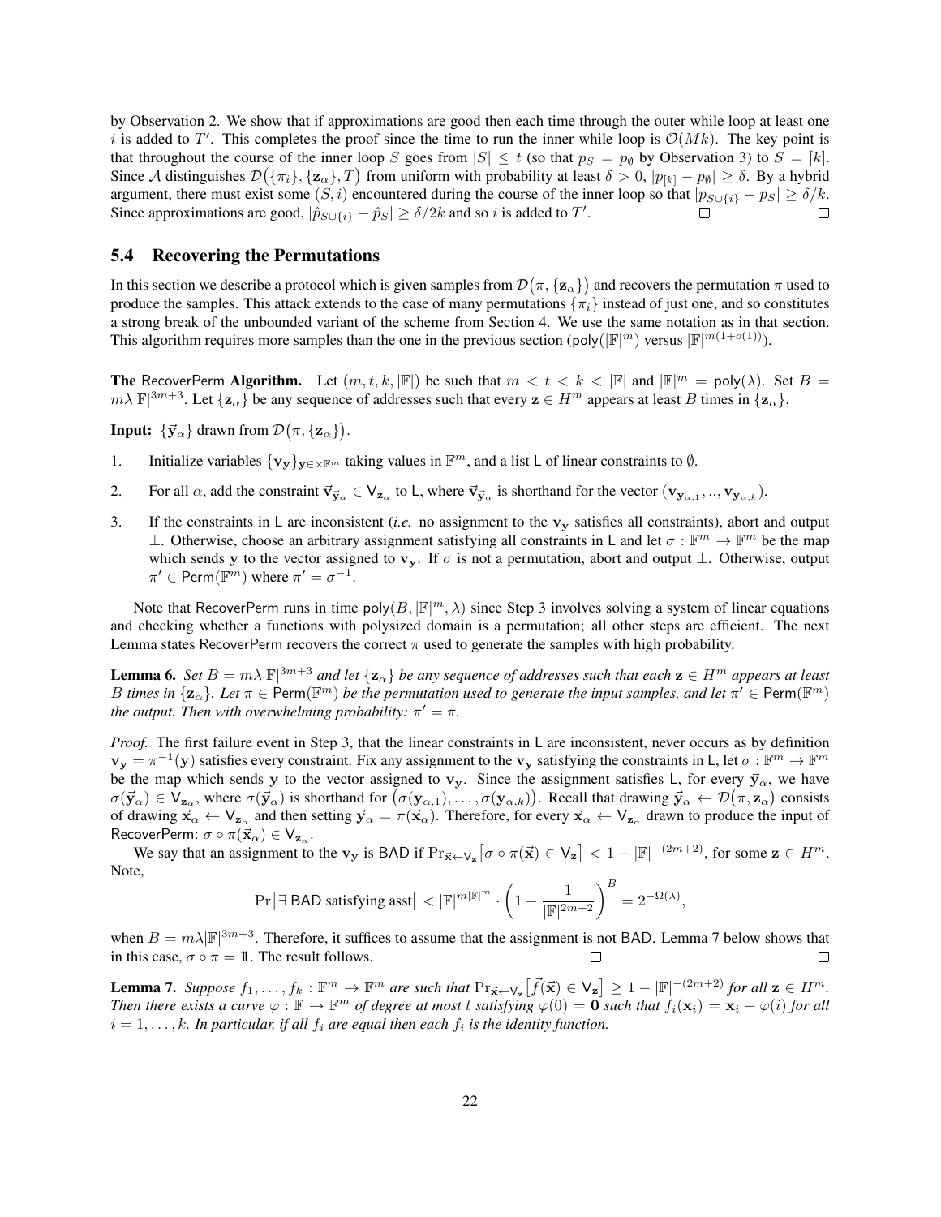by Observation 2. We show that if approximations are good then each time through the outer while loop at least one $i$ is added to $T'$. This completes the proof since the time to run the inner while loop is $\mathcal{O}(Mk)$. The key point is that throughout the course of the inner loop $S$ goes from $|S| \leq t$ (so that $p_S = p_\emptyset$ by Observation 3) to $S = [k]$. Since $\mathcal{A}$ distinguishes $\mathcal{D}\big(\{\pi_i\}, \{\mathbf{z}_\alpha\}, T\big)$ from uniform with probability at least $\delta > 0$, $|p_{[k]} - p_\emptyset| \geq \delta$. By a hybrid argument, there must exist some $(S, i)$ encountered during the course of the inner loop so that $|p_{S \cup \{i\}} - p_S| \geq \delta/k$. Since approximations are good, $|\hat{p}_{S \cup \{i\}} - \hat{p}_S| \geq \delta/2k$ and so $i$ is added to $T'$. ☐ ☐

## 5.4 Recovering the Permutations

In this section we describe a protocol which is given samples from $\mathcal{D}\big(\pi, \{\mathbf{z}_\alpha\}\big)$ and recovers the permutation $\pi$ used to produce the samples. This attack extends to the case of many permutations $\{\pi_i\}$ instead of just one, and so constitutes a strong break of the unbounded variant of the scheme from Section 4. We use the same notation as in that section. This algorithm requires more samples than the one in the previous section ($\mathsf{poly}(|\mathbb{F}|^m)$ versus $|\mathbb{F}|^{m(1+o(1))}$).

**The** $\mathsf{RecoverPerm}$ **Algorithm.** Let $(m, t, k, |\mathbb{F}|)$ be such that $m < t < k < |\mathbb{F}|$ and $|\mathbb{F}|^m = \mathsf{poly}(\lambda)$. Set $B = m\lambda|\mathbb{F}|^{3m+3}$. Let $\{\mathbf{z}_\alpha\}$ be any sequence of addresses such that every $\mathbf{z} \in H^m$ appears at least $B$ times in $\{\mathbf{z}_\alpha\}$.

**Input:** $\{\vec{\mathbf{y}}_\alpha\}$ drawn from $\mathcal{D}\big(\pi, \{\mathbf{z}_\alpha\}\big)$.

1. Initialize variables $\{\mathbf{v}_\mathbf{y}\}_{\mathbf{y} \in \times \mathbb{F}^m}$ taking values in $\mathbb{F}^m$, and a list $\mathsf{L}$ of linear constraints to $\emptyset$.

2. For all $\alpha$, add the constraint $\vec{\mathbf{v}}_{\vec{\mathbf{y}}_\alpha} \in \mathsf{V}_{\mathbf{z}_\alpha}$ to $\mathsf{L}$, where $\vec{\mathbf{v}}_{\vec{\mathbf{y}}_\alpha}$ is shorthand for the vector $(\mathbf{v}_{\mathbf{y}_{\alpha,1}}, .., \mathbf{v}_{\mathbf{y}_{\alpha,k}})$.

3. If the constraints in $\mathsf{L}$ are inconsistent (*i.e.* no assignment to the $\mathbf{v}_\mathbf{y}$ satisfies all constraints), abort and output $\perp$. Otherwise, choose an arbitrary assignment satisfying all constraints in $\mathsf{L}$ and let $\sigma : \mathbb{F}^m \to \mathbb{F}^m$ be the map which sends $\mathbf{y}$ to the vector assigned to $\mathbf{v}_\mathbf{y}$. If $\sigma$ is not a permutation, abort and output $\perp$. Otherwise, output $\pi' \in \mathsf{Perm}(\mathbb{F}^m)$ where $\pi' = \sigma^{-1}$.

Note that $\mathsf{RecoverPerm}$ runs in time $\mathsf{poly}(B, |\mathbb{F}|^m, \lambda)$ since Step 3 involves solving a system of linear equations and checking whether a functions with polysized domain is a permutation; all other steps are efficient. The next Lemma states $\mathsf{RecoverPerm}$ recovers the correct $\pi$ used to generate the samples with high probability.

**Lemma 6.** *Set $B = m\lambda|\mathbb{F}|^{3m+3}$ and let $\{\mathbf{z}_\alpha\}$ be any sequence of addresses such that each $\mathbf{z} \in H^m$ appears at least $B$ times in $\{\mathbf{z}_\alpha\}$. Let $\pi \in \mathsf{Perm}(\mathbb{F}^m)$ be the permutation used to generate the input samples, and let $\pi' \in \mathsf{Perm}(\mathbb{F}^m)$ the output. Then with overwhelming probability: $\pi' = \pi$.*

*Proof.* The first failure event in Step 3, that the linear constraints in $\mathsf{L}$ are inconsistent, never occurs as by definition $\mathbf{v}_\mathbf{y} = \pi^{-1}(\mathbf{y})$ satisfies every constraint. Fix any assignment to the $\mathbf{v}_\mathbf{y}$ satisfying the constraints in $\mathsf{L}$, let $\sigma : \mathbb{F}^m \to \mathbb{F}^m$ be the map which sends $\mathbf{y}$ to the vector assigned to $\mathbf{v}_\mathbf{y}$. Since the assignment satisfies $\mathsf{L}$, for every $\vec{\mathbf{y}}_\alpha$, we have $\sigma(\vec{\mathbf{y}}_\alpha) \in \mathsf{V}_{\mathbf{z}_\alpha}$, where $\sigma(\vec{\mathbf{y}}_\alpha)$ is shorthand for $\big(\sigma(\mathbf{y}_{\alpha,1}), \ldots, \sigma(\mathbf{y}_{\alpha,k})\big)$. Recall that drawing $\vec{\mathbf{y}}_\alpha \leftarrow \mathcal{D}\big(\pi, \mathbf{z}_\alpha\big)$ consists of drawing $\vec{\mathbf{x}}_\alpha \leftarrow \mathsf{V}_{\mathbf{z}_\alpha}$ and then setting $\vec{\mathbf{y}}_\alpha = \pi(\vec{\mathbf{x}}_\alpha)$. Therefore, for every $\vec{\mathbf{x}}_\alpha \leftarrow \mathsf{V}_{\mathbf{z}_\alpha}$ drawn to produce the input of $\mathsf{RecoverPerm}$: $\sigma \circ \pi(\vec{\mathbf{x}}_\alpha) \in \mathsf{V}_{\mathbf{z}_\alpha}$.

We say that an assignment to the $\mathbf{v}_\mathbf{y}$ is BAD if $\Pr_{\vec{\mathbf{x}} \leftarrow \mathsf{V}_\mathbf{z}}\big[\sigma \circ \pi(\vec{\mathbf{x}}) \in \mathsf{V}_\mathbf{z}\big] < 1 - |\mathbb{F}|^{-(2m+2)}$, for some $\mathbf{z} \in H^m$. Note,

$$\Pr\big[\exists \text{ BAD satisfying asst}\big] < |\mathbb{F}|^{m|\mathbb{F}|^m} \cdot \left(1 - \frac{1}{|\mathbb{F}|^{2m+2}}\right)^B = 2^{-\Omega(\lambda)},$$

when $B = m\lambda|\mathbb{F}|^{3m+3}$. Therefore, it suffices to assume that the assignment is not BAD. Lemma 7 below shows that in this case, $\sigma \circ \pi = \mathbb{1}$. The result follows. ☐ ☐

**Lemma 7.** *Suppose $f_1, \ldots, f_k : \mathbb{F}^m \to \mathbb{F}^m$ are such that $\Pr_{\vec{\mathbf{x}} \leftarrow \mathsf{V}_\mathbf{z}}\big[\vec{f}(\vec{\mathbf{x}}) \in \mathsf{V}_\mathbf{z}\big] \geq 1 - |\mathbb{F}|^{-(2m+2)}$ for all $\mathbf{z} \in H^m$. Then there exists a curve $\varphi : \mathbb{F} \to \mathbb{F}^m$ of degree at most $t$ satisfying $\varphi(0) = \mathbf{0}$ such that $f_i(\mathbf{x}_i) = \mathbf{x}_i + \varphi(i)$ for all $i = 1, \ldots, k$. In particular, if all $f_i$ are equal then each $f_i$ is the identity function.*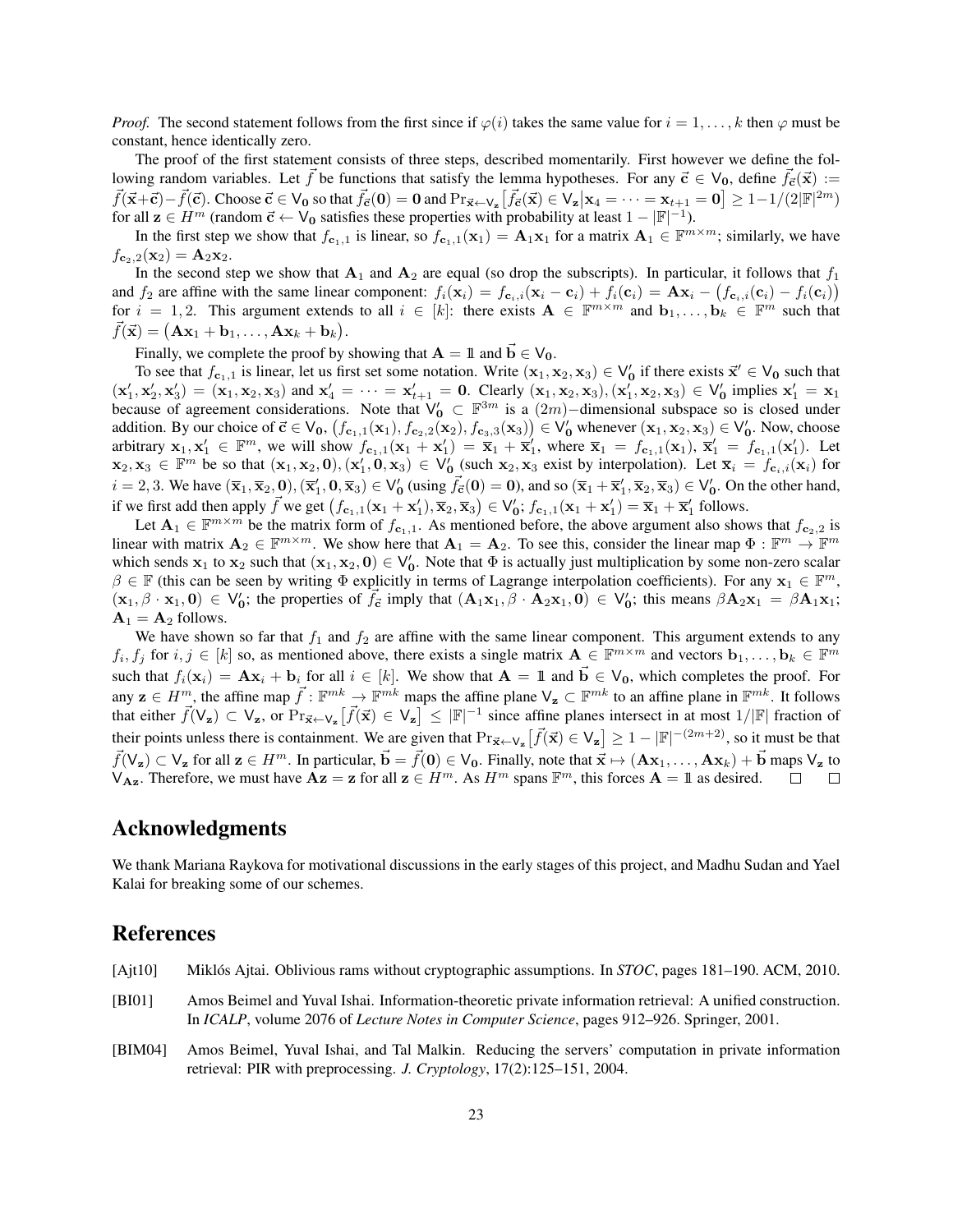*Proof.* The second statement follows from the first since if $\varphi(i)$ takes the same value for $i = 1, \ldots, k$ then $\varphi$ must be constant, hence identically zero.

The proof of the first statement consists of three steps, described momentarily. First however we define the following random variables. Let $\vec{f}$ be functions that satisfy the lemma hypotheses. For any $\vec{\mathbf{c}} \in \mathsf{V}_{\mathbf{0}}$, define $\vec{f}_{\vec{\mathbf{c}}}(\vec{\mathbf{x}}) := \vec{f}(\vec{\mathbf{x}}+\vec{\mathbf{c}}) - \vec{f}(\vec{\mathbf{c}})$. Choose $\vec{\mathbf{c}} \in \mathsf{V}_{\mathbf{0}}$ so that $\vec{f}_{\vec{\mathbf{c}}}(\mathbf{0}) = \mathbf{0}$ and $\Pr_{\vec{\mathbf{x}} \leftarrow \mathsf{V}_{\mathbf{z}}}\big[\vec{f}_{\vec{\mathbf{c}}}(\vec{\mathbf{x}}) \in \mathsf{V}_{\mathbf{z}} \big| \mathbf{x}_4 = \cdots = \mathbf{x}_{t+1} = \mathbf{0}\big] \geq 1 - 1/(2|\mathbb{F}|^{2m})$ for all $\mathbf{z} \in H^m$ (random $\vec{\mathbf{c}} \leftarrow \mathsf{V}_{\mathbf{0}}$ satisfies these properties with probability at least $1 - |\mathbb{F}|^{-1}$).

In the first step we show that $f_{\mathbf{c}_1,1}$ is linear, so $f_{\mathbf{c}_1,1}(\mathbf{x}_1) = \mathbf{A}_1\mathbf{x}_1$ for a matrix $\mathbf{A}_1 \in \mathbb{F}^{m\times m}$; similarly, we have $f_{\mathbf{c}_2,2}(\mathbf{x}_2) = \mathbf{A}_2\mathbf{x}_2$.

In the second step we show that $\mathbf{A}_1$ and $\mathbf{A}_2$ are equal (so drop the subscripts). In particular, it follows that $f_1$ and $f_2$ are affine with the same linear component: $f_i(\mathbf{x}_i) = f_{\mathbf{c}_i,i}(\mathbf{x}_i - \mathbf{c}_i) + f_i(\mathbf{c}_i) = \mathbf{A}\mathbf{x}_i - \big(f_{\mathbf{c}_i,i}(\mathbf{c}_i) - f_i(\mathbf{c}_i)\big)$ for $i = 1, 2$. This argument extends to all $i \in [k]$: there exists $\mathbf{A} \in \mathbb{F}^{m\times m}$ and $\mathbf{b}_1, \ldots, \mathbf{b}_k \in \mathbb{F}^m$ such that $\vec{f}(\vec{\mathbf{x}}) = \big(\mathbf{A}\mathbf{x}_1 + \mathbf{b}_1, \ldots, \mathbf{A}\mathbf{x}_k + \mathbf{b}_k\big)$.

Finally, we complete the proof by showing that $\mathbf{A} = \mathbb{1}$ and $\vec{\mathbf{b}} \in \mathsf{V}_{\mathbf{0}}$.

To see that $f_{\mathbf{c}_1,1}$ is linear, let us first set some notation. Write $(\mathbf{x}_1, \mathbf{x}_2, \mathbf{x}_3) \in \mathsf{V}'_{\mathbf{0}}$ if there exists $\vec{\mathbf{x}}' \in \mathsf{V}_{\mathbf{0}}$ such that $(\mathbf{x}'_1, \mathbf{x}'_2, \mathbf{x}'_3) = (\mathbf{x}_1, \mathbf{x}_2, \mathbf{x}_3)$ and $\mathbf{x}'_4 = \cdots = \mathbf{x}'_{t+1} = \mathbf{0}$. Clearly $(\mathbf{x}_1, \mathbf{x}_2, \mathbf{x}_3), (\mathbf{x}'_1, \mathbf{x}_2, \mathbf{x}_3) \in \mathsf{V}'_{\mathbf{0}}$ implies $\mathbf{x}'_1 = \mathbf{x}_1$ because of agreement considerations. Note that $\mathsf{V}'_{\mathbf{0}} \subset \mathbb{F}^{3m}$ is a $(2m)-$dimensional subspace so is closed under addition. By our choice of $\vec{\mathbf{c}} \in \mathsf{V}_{\mathbf{0}}$, $\big(f_{\mathbf{c}_1,1}(\mathbf{x}_1), f_{\mathbf{c}_2,2}(\mathbf{x}_2), f_{\mathbf{c}_3,3}(\mathbf{x}_3)\big) \in \mathsf{V}'_{\mathbf{0}}$ whenever $(\mathbf{x}_1, \mathbf{x}_2, \mathbf{x}_3) \in \mathsf{V}'_{\mathbf{0}}$. Now, choose arbitrary $\mathbf{x}_1, \mathbf{x}'_1 \in \mathbb{F}^m$, we will show $f_{\mathbf{c}_1,1}(\mathbf{x}_1 + \mathbf{x}'_1) = \overline{\mathbf{x}}_1 + \overline{\mathbf{x}}'_1$, where $\overline{\mathbf{x}}_1 = f_{\mathbf{c}_1,1}(\mathbf{x}_1)$, $\overline{\mathbf{x}}'_1 = f_{\mathbf{c}_1,1}(\mathbf{x}'_1)$. Let $\mathbf{x}_2, \mathbf{x}_3 \in \mathbb{F}^m$ be so that $(\mathbf{x}_1, \mathbf{x}_2, \mathbf{0}), (\mathbf{x}'_1, \mathbf{0}, \mathbf{x}_3) \in \mathsf{V}'_{\mathbf{0}}$ (such $\mathbf{x}_2, \mathbf{x}_3$ exist by interpolation). Let $\overline{\mathbf{x}}_i = f_{\mathbf{c}_i,i}(\mathbf{x}_i)$ for $i = 2, 3$. We have $(\overline{\mathbf{x}}_1, \overline{\mathbf{x}}_2, \mathbf{0}), (\overline{\mathbf{x}}'_1, \mathbf{0}, \overline{\mathbf{x}}_3) \in \mathsf{V}'_{\mathbf{0}}$ (using $\vec{f}_{\vec{\mathbf{c}}}(\mathbf{0}) = \mathbf{0}$), and so $(\overline{\mathbf{x}}_1 + \overline{\mathbf{x}}'_1, \overline{\mathbf{x}}_2, \overline{\mathbf{x}}_3) \in \mathsf{V}'_{\mathbf{0}}$. On the other hand, if we first add then apply $\vec{f}$ we get $\big(f_{\mathbf{c}_1,1}(\mathbf{x}_1 + \mathbf{x}'_1), \overline{\mathbf{x}}_2, \overline{\mathbf{x}}_3\big) \in \mathsf{V}'_{\mathbf{0}}$; $f_{\mathbf{c}_1,1}(\mathbf{x}_1 + \mathbf{x}'_1) = \overline{\mathbf{x}}_1 + \overline{\mathbf{x}}'_1$ follows.

Let $\mathbf{A}_1 \in \mathbb{F}^{m\times m}$ be the matrix form of $f_{\mathbf{c}_1,1}$. As mentioned before, the above argument also shows that $f_{\mathbf{c}_2,2}$ is linear with matrix $\mathbf{A}_2 \in \mathbb{F}^{m\times m}$. We show here that $\mathbf{A}_1 = \mathbf{A}_2$. To see this, consider the linear map $\Phi : \mathbb{F}^m \to \mathbb{F}^m$ which sends $\mathbf{x}_1$ to $\mathbf{x}_2$ such that $(\mathbf{x}_1, \mathbf{x}_2, \mathbf{0}) \in \mathsf{V}'_{\mathbf{0}}$. Note that $\Phi$ is actually just multiplication by some non-zero scalar $\beta \in \mathbb{F}$ (this can be seen by writing $\Phi$ explicitly in terms of Lagrange interpolation coefficients). For any $\mathbf{x}_1 \in \mathbb{F}^m$, $(\mathbf{x}_1, \beta\cdot\mathbf{x}_1, \mathbf{0}) \in \mathsf{V}'_{\mathbf{0}}$; the properties of $\vec{f}_{\vec{\mathbf{c}}}$ imply that $(\mathbf{A}_1\mathbf{x}_1, \beta\cdot\mathbf{A}_2\mathbf{x}_1, \mathbf{0}) \in \mathsf{V}'_{\mathbf{0}}$; this means $\beta\mathbf{A}_2\mathbf{x}_1 = \beta\mathbf{A}_1\mathbf{x}_1$; $\mathbf{A}_1 = \mathbf{A}_2$ follows.

We have shown so far that $f_1$ and $f_2$ are affine with the same linear component. This argument extends to any $f_i, f_j$ for $i, j \in [k]$ so, as mentioned above, there exists a single matrix $\mathbf{A} \in \mathbb{F}^{m\times m}$ and vectors $\mathbf{b}_1, \ldots, \mathbf{b}_k \in \mathbb{F}^m$ such that $f_i(\mathbf{x}_i) = \mathbf{A}\mathbf{x}_i + \mathbf{b}_i$ for all $i \in [k]$. We show that $\mathbf{A} = \mathbb{1}$ and $\vec{\mathbf{b}} \in \mathsf{V}_{\mathbf{0}}$, which completes the proof. For any $\mathbf{z} \in H^m$, the affine map $\vec{f} : \mathbb{F}^{mk} \to \mathbb{F}^{mk}$ maps the affine plane $\mathsf{V}_{\mathbf{z}} \subset \mathbb{F}^{mk}$ to an affine plane in $\mathbb{F}^{mk}$. It follows that either $\vec{f}(\mathsf{V}_{\mathbf{z}}) \subset \mathsf{V}_{\mathbf{z}}$, or $\Pr_{\vec{\mathbf{x}} \leftarrow \mathsf{V}_{\mathbf{z}}}\big[\vec{f}(\vec{\mathbf{x}}) \in \mathsf{V}_{\mathbf{z}}\big] \leq |\mathbb{F}|^{-1}$ since affine planes intersect in at most $1/|\mathbb{F}|$ fraction of their points unless there is containment. We are given that $\Pr_{\vec{\mathbf{x}} \leftarrow \mathsf{V}_{\mathbf{z}}}\big[\vec{f}(\vec{\mathbf{x}}) \in \mathsf{V}_{\mathbf{z}}\big] \geq 1 - |\mathbb{F}|^{-(2m+2)}$, so it must be that $\vec{f}(\mathsf{V}_{\mathbf{z}}) \subset \mathsf{V}_{\mathbf{z}}$ for all $\mathbf{z} \in H^m$. In particular, $\vec{\mathbf{b}} = \vec{f}(\mathbf{0}) \in \mathsf{V}_{\mathbf{0}}$. Finally, note that $\vec{\mathbf{x}} \mapsto (\mathbf{A}\mathbf{x}_1, \ldots, \mathbf{A}\mathbf{x}_k) + \vec{\mathbf{b}}$ maps $\mathsf{V}_{\mathbf{z}}$ to $\mathsf{V}_{\mathbf{A}\mathbf{z}}$. Therefore, we must have $\mathbf{A}\mathbf{z} = \mathbf{z}$ for all $\mathbf{z} \in H^m$. As $H^m$ spans $\mathbb{F}^m$, this forces $\mathbf{A} = \mathbb{1}$ as desired. □ □

## Acknowledgments

We thank Mariana Raykova for motivational discussions in the early stages of this project, and Madhu Sudan and Yael Kalai for breaking some of our schemes.

## References

[Ajt10] Miklós Ajtai. Oblivious rams without cryptographic assumptions. In *STOC*, pages 181–190. ACM, 2010.

[BI01] Amos Beimel and Yuval Ishai. Information-theoretic private information retrieval: A unified construction. In *ICALP*, volume 2076 of *Lecture Notes in Computer Science*, pages 912–926. Springer, 2001.

[BIM04] Amos Beimel, Yuval Ishai, and Tal Malkin. Reducing the servers' computation in private information retrieval: PIR with preprocessing. *J. Cryptology*, 17(2):125–151, 2004.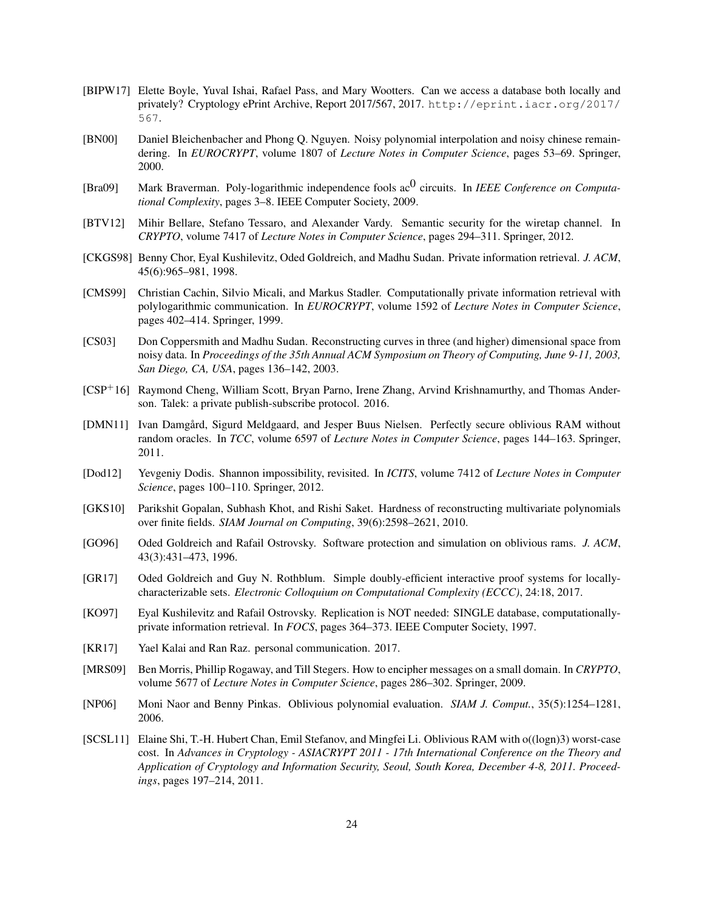[BIPW17] Elette Boyle, Yuval Ishai, Rafael Pass, and Mary Wootters. Can we access a database both locally and privately? Cryptology ePrint Archive, Report 2017/567, 2017. http://eprint.iacr.org/2017/567.

[BN00] Daniel Bleichenbacher and Phong Q. Nguyen. Noisy polynomial interpolation and noisy chinese remaindering. In *EUROCRYPT*, volume 1807 of *Lecture Notes in Computer Science*, pages 53–69. Springer, 2000.

[Bra09] Mark Braverman. Poly-logarithmic independence fools $\text{ac}^0$ circuits. In *IEEE Conference on Computational Complexity*, pages 3–8. IEEE Computer Society, 2009.

[BTV12] Mihir Bellare, Stefano Tessaro, and Alexander Vardy. Semantic security for the wiretap channel. In *CRYPTO*, volume 7417 of *Lecture Notes in Computer Science*, pages 294–311. Springer, 2012.

[CKGS98] Benny Chor, Eyal Kushilevitz, Oded Goldreich, and Madhu Sudan. Private information retrieval. *J. ACM*, 45(6):965–981, 1998.

[CMS99] Christian Cachin, Silvio Micali, and Markus Stadler. Computationally private information retrieval with polylogarithmic communication. In *EUROCRYPT*, volume 1592 of *Lecture Notes in Computer Science*, pages 402–414. Springer, 1999.

[CS03] Don Coppersmith and Madhu Sudan. Reconstructing curves in three (and higher) dimensional space from noisy data. In *Proceedings of the 35th Annual ACM Symposium on Theory of Computing, June 9-11, 2003, San Diego, CA, USA*, pages 136–142, 2003.

[CSP+16] Raymond Cheng, William Scott, Bryan Parno, Irene Zhang, Arvind Krishnamurthy, and Thomas Anderson. Talek: a private publish-subscribe protocol. 2016.

[DMN11] Ivan Damgård, Sigurd Meldgaard, and Jesper Buus Nielsen. Perfectly secure oblivious RAM without random oracles. In *TCC*, volume 6597 of *Lecture Notes in Computer Science*, pages 144–163. Springer, 2011.

[Dod12] Yevgeniy Dodis. Shannon impossibility, revisited. In *ICITS*, volume 7412 of *Lecture Notes in Computer Science*, pages 100–110. Springer, 2012.

[GKS10] Parikshit Gopalan, Subhash Khot, and Rishi Saket. Hardness of reconstructing multivariate polynomials over finite fields. *SIAM Journal on Computing*, 39(6):2598–2621, 2010.

[GO96] Oded Goldreich and Rafail Ostrovsky. Software protection and simulation on oblivious rams. *J. ACM*, 43(3):431–473, 1996.

[GR17] Oded Goldreich and Guy N. Rothblum. Simple doubly-efficient interactive proof systems for locally-characterizable sets. *Electronic Colloquium on Computational Complexity (ECCC)*, 24:18, 2017.

[KO97] Eyal Kushilevitz and Rafail Ostrovsky. Replication is NOT needed: SINGLE database, computationally-private information retrieval. In *FOCS*, pages 364–373. IEEE Computer Society, 1997.

[KR17] Yael Kalai and Ran Raz. personal communication. 2017.

[MRS09] Ben Morris, Phillip Rogaway, and Till Stegers. How to encipher messages on a small domain. In *CRYPTO*, volume 5677 of *Lecture Notes in Computer Science*, pages 286–302. Springer, 2009.

[NP06] Moni Naor and Benny Pinkas. Oblivious polynomial evaluation. *SIAM J. Comput.*, 35(5):1254–1281, 2006.

[SCSL11] Elaine Shi, T.-H. Hubert Chan, Emil Stefanov, and Mingfei Li. Oblivious RAM with o((logn)3) worst-case cost. In *Advances in Cryptology - ASIACRYPT 2011 - 17th International Conference on the Theory and Application of Cryptology and Information Security, Seoul, South Korea, December 4-8, 2011. Proceedings*, pages 197–214, 2011.